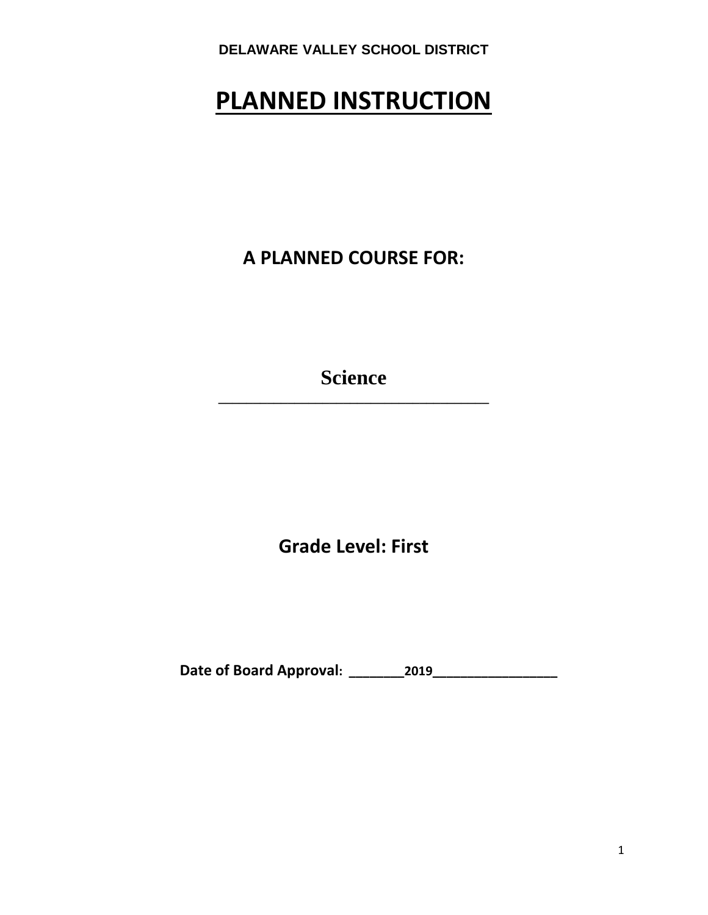DELAWARE VALLEY SCHOOL DISTRICT

# PLANNED INSTRUCTION

## A PLANNED COURSE FOR:

**Science**

## Grade Level: First

**Date of Board Approval: ________2019_________________**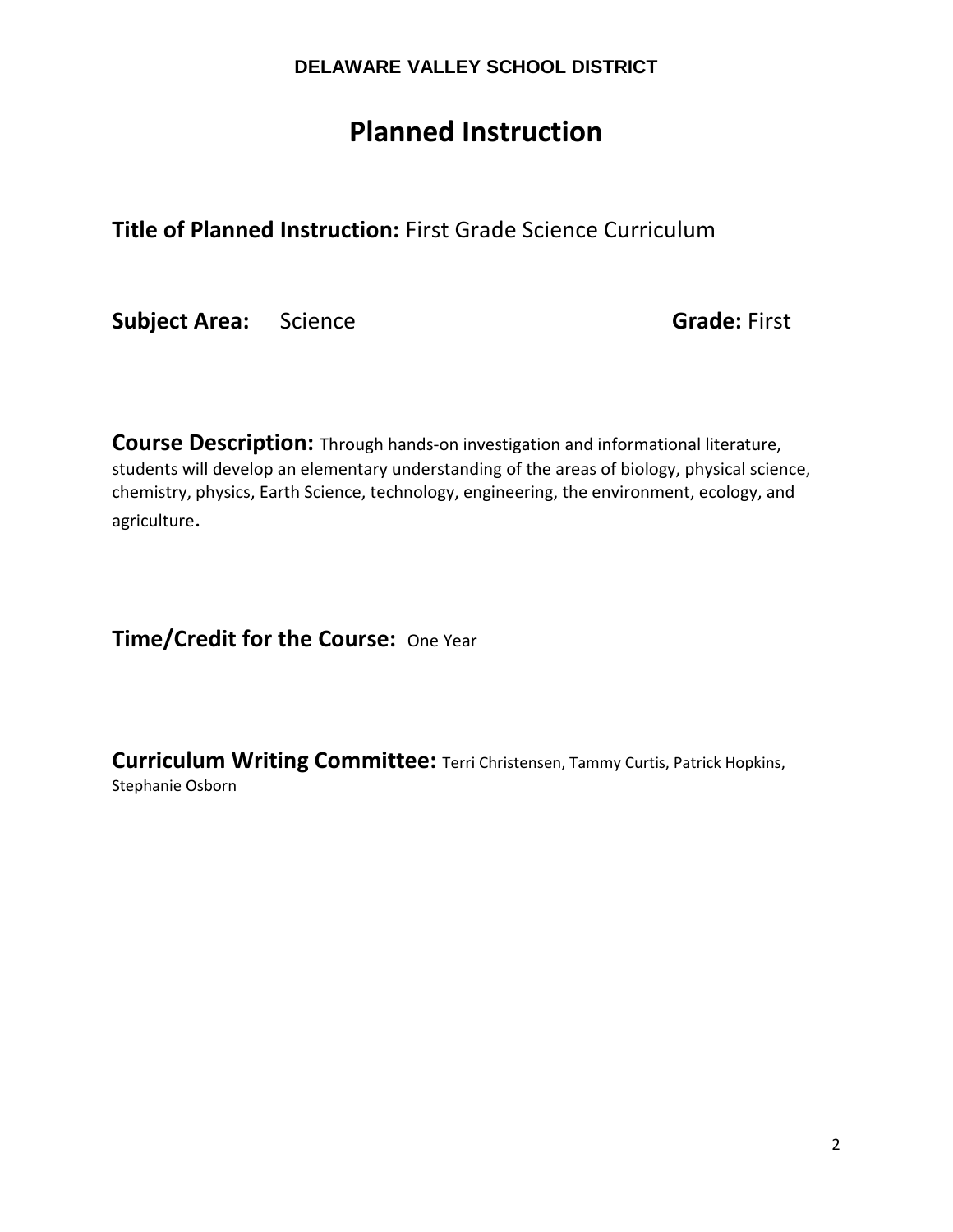**DELAWARE VALLEY SCHOOL DISTRICT**

# Planned Instruction

**Title of Planned Instruction:** First Grade Science Curriculum

**Subject Area:** Science **Grade:** First

**Course Description:** Through hands-on investigation and informational literature, students will develop an elementary understanding of the areas of biology, physical science, chemistry, physics, Earth Science, technology, engineering, the environment, ecology, and agriculture.

**Time/Credit for the Course:** One Year

**Curriculum Writing Committee:** Terri Christensen, Tammy Curtis, Patrick Hopkins, Stephanie Osborn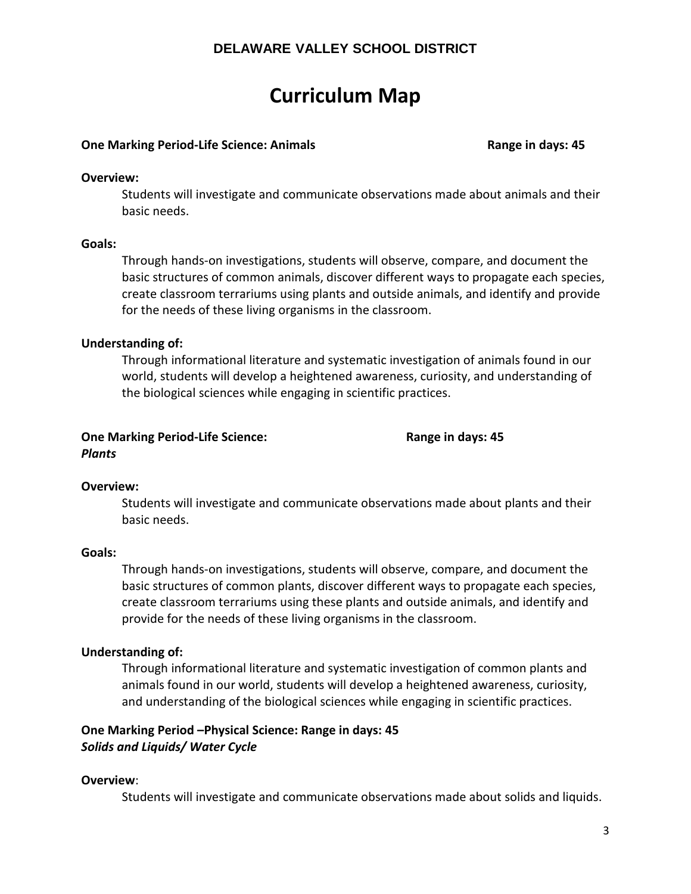**DELAWARE VALLEY SCHOOL DISTRICT**

# Curriculum Map

**One Marking Period-Life Science: Animals** **Range in days: 45**

**Overview:**

Students will investigate and communicate observations made about animals and their basic needs.

**Goals:**

Through hands-on investigations, students will observe, compare, and document the basic structures of common animals, discover different ways to propagate each species, create classroom terrariums using plants and outside animals, and identify and provide for the needs of these living organisms in the classroom.

**Understanding of:**

Through informational literature and systematic investigation of animals found in our world, students will develop a heightened awareness, curiosity, and understanding of the biological sciences while engaging in scientific practices.

**One Marking Period-Life Science:** **Range in days: 45**
***Plants***

**Overview:**

Students will investigate and communicate observations made about plants and their basic needs.

**Goals:**

Through hands-on investigations, students will observe, compare, and document the basic structures of common plants, discover different ways to propagate each species, create classroom terrariums using these plants and outside animals, and identify and provide for the needs of these living organisms in the classroom.

**Understanding of:**

Through informational literature and systematic investigation of common plants and animals found in our world, students will develop a heightened awareness, curiosity, and understanding of the biological sciences while engaging in scientific practices.

**One Marking Period –Physical Science: Range in days: 45**
***Solids and Liquids/ Water Cycle***

**Overview**:

Students will investigate and communicate observations made about solids and liquids.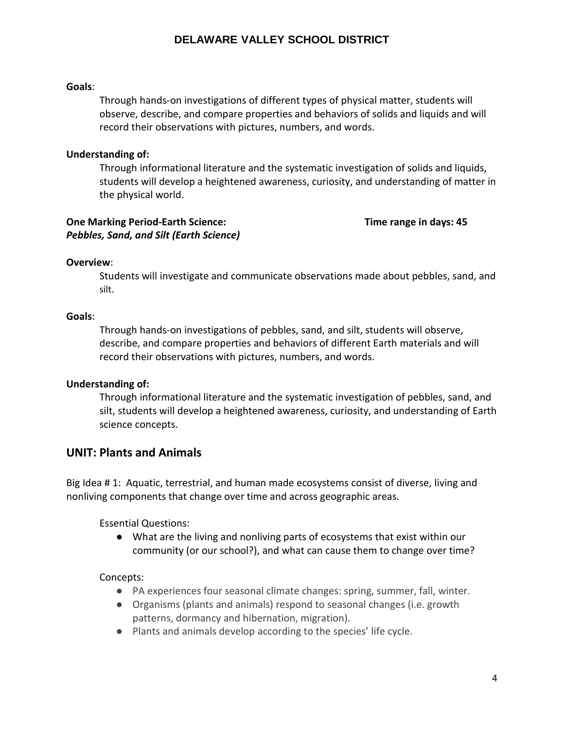**Goals**:

Through hands-on investigations of different types of physical matter, students will observe, describe, and compare properties and behaviors of solids and liquids and will record their observations with pictures, numbers, and words.

**Understanding of:**

Through informational literature and the systematic investigation of solids and liquids, students will develop a heightened awareness, curiosity, and understanding of matter in the physical world.

**One Marking Period-Earth Science:** **Time range in days: 45**
***Pebbles, Sand, and Silt (Earth Science)***

**Overview**:

Students will investigate and communicate observations made about pebbles, sand, and silt.

**Goals**:

Through hands-on investigations of pebbles, sand, and silt, students will observe, describe, and compare properties and behaviors of different Earth materials and will record their observations with pictures, numbers, and words.

**Understanding of:**

Through informational literature and the systematic investigation of pebbles, sand, and silt, students will develop a heightened awareness, curiosity, and understanding of Earth science concepts.

## UNIT: Plants and Animals

Big Idea # 1: Aquatic, terrestrial, and human made ecosystems consist of diverse, living and nonliving components that change over time and across geographic areas.

Essential Questions:

- What are the living and nonliving parts of ecosystems that exist within our community (or our school?), and what can cause them to change over time?

Concepts:

- PA experiences four seasonal climate changes: spring, summer, fall, winter.
- Organisms (plants and animals) respond to seasonal changes (i.e. growth patterns, dormancy and hibernation, migration).
- Plants and animals develop according to the species' life cycle.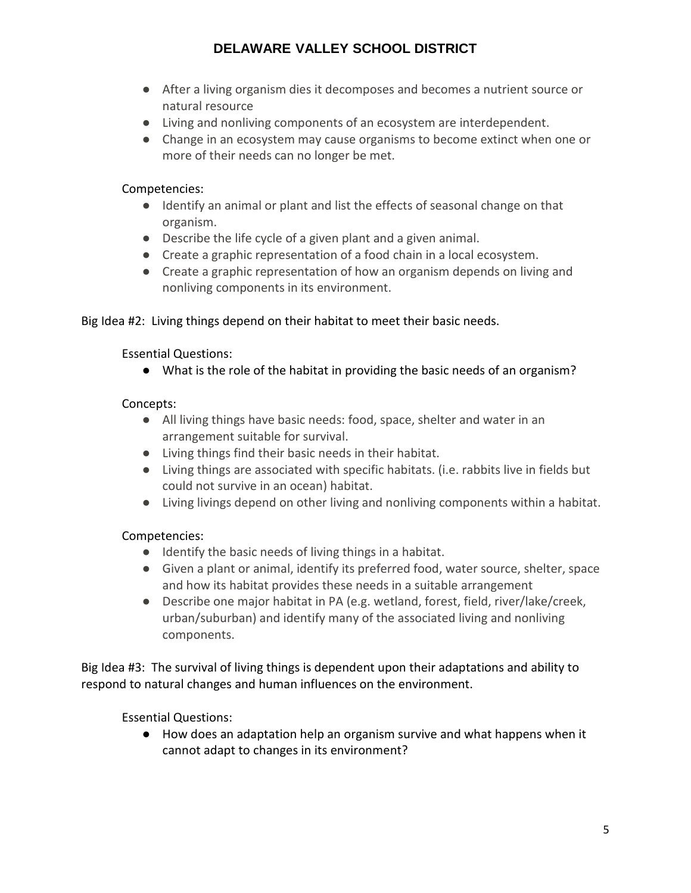- After a living organism dies it decomposes and becomes a nutrient source or natural resource
- Living and nonliving components of an ecosystem are interdependent.
- Change in an ecosystem may cause organisms to become extinct when one or more of their needs can no longer be met.

Competencies:

- Identify an animal or plant and list the effects of seasonal change on that organism.
- Describe the life cycle of a given plant and a given animal.
- Create a graphic representation of a food chain in a local ecosystem.
- Create a graphic representation of how an organism depends on living and nonliving components in its environment.

Big Idea #2: Living things depend on their habitat to meet their basic needs.

Essential Questions:

- What is the role of the habitat in providing the basic needs of an organism?

Concepts:

- All living things have basic needs: food, space, shelter and water in an arrangement suitable for survival.
- Living things find their basic needs in their habitat.
- Living things are associated with specific habitats. (i.e. rabbits live in fields but could not survive in an ocean) habitat.
- Living livings depend on other living and nonliving components within a habitat.

Competencies:

- Identify the basic needs of living things in a habitat.
- Given a plant or animal, identify its preferred food, water source, shelter, space and how its habitat provides these needs in a suitable arrangement
- Describe one major habitat in PA (e.g. wetland, forest, field, river/lake/creek, urban/suburban) and identify many of the associated living and nonliving components.

Big Idea #3: The survival of living things is dependent upon their adaptations and ability to respond to natural changes and human influences on the environment.

Essential Questions:

- How does an adaptation help an organism survive and what happens when it cannot adapt to changes in its environment?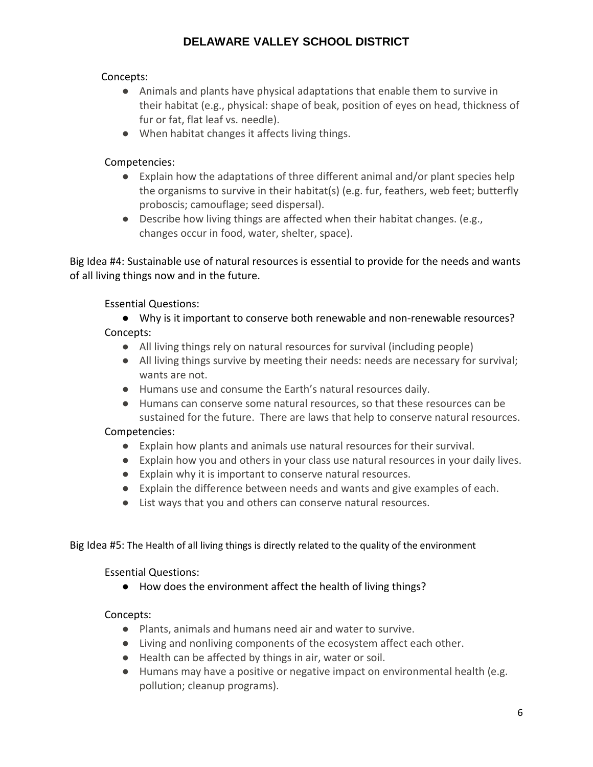Concepts:

- Animals and plants have physical adaptations that enable them to survive in their habitat (e.g., physical: shape of beak, position of eyes on head, thickness of fur or fat, flat leaf vs. needle).
- When habitat changes it affects living things.

Competencies:

- Explain how the adaptations of three different animal and/or plant species help the organisms to survive in their habitat(s) (e.g. fur, feathers, web feet; butterfly proboscis; camouflage; seed dispersal).
- Describe how living things are affected when their habitat changes. (e.g., changes occur in food, water, shelter, space).

Big Idea #4: Sustainable use of natural resources is essential to provide for the needs and wants of all living things now and in the future.

Essential Questions:

- Why is it important to conserve both renewable and non-renewable resources?

Concepts:

- All living things rely on natural resources for survival (including people)
- All living things survive by meeting their needs: needs are necessary for survival; wants are not.
- Humans use and consume the Earth's natural resources daily.
- Humans can conserve some natural resources, so that these resources can be sustained for the future. There are laws that help to conserve natural resources.

Competencies:

- Explain how plants and animals use natural resources for their survival.
- Explain how you and others in your class use natural resources in your daily lives.
- Explain why it is important to conserve natural resources.
- Explain the difference between needs and wants and give examples of each.
- List ways that you and others can conserve natural resources.

Big Idea #5: The Health of all living things is directly related to the quality of the environment

Essential Questions:

- How does the environment affect the health of living things?

Concepts:

- Plants, animals and humans need air and water to survive.
- Living and nonliving components of the ecosystem affect each other.
- Health can be affected by things in air, water or soil.
- Humans may have a positive or negative impact on environmental health (e.g. pollution; cleanup programs).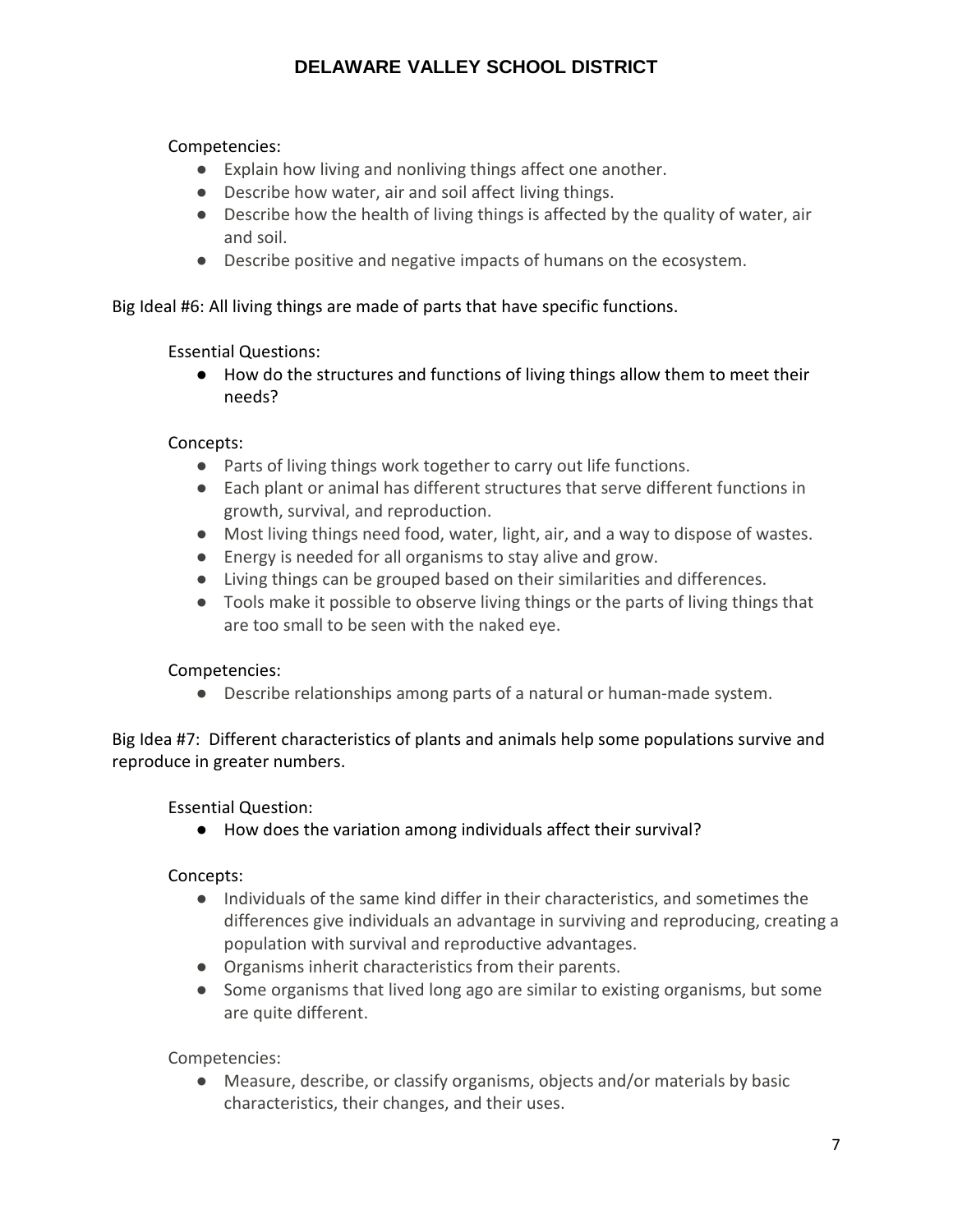Competencies:

- Explain how living and nonliving things affect one another.
- Describe how water, air and soil affect living things.
- Describe how the health of living things is affected by the quality of water, air and soil.
- Describe positive and negative impacts of humans on the ecosystem.

Big Ideal #6: All living things are made of parts that have specific functions.

Essential Questions:

- How do the structures and functions of living things allow them to meet their needs?

Concepts:

- Parts of living things work together to carry out life functions.
- Each plant or animal has different structures that serve different functions in growth, survival, and reproduction.
- Most living things need food, water, light, air, and a way to dispose of wastes.
- Energy is needed for all organisms to stay alive and grow.
- Living things can be grouped based on their similarities and differences.
- Tools make it possible to observe living things or the parts of living things that are too small to be seen with the naked eye.

Competencies:

- Describe relationships among parts of a natural or human-made system.

Big Idea #7: Different characteristics of plants and animals help some populations survive and reproduce in greater numbers.

Essential Question:

- How does the variation among individuals affect their survival?

Concepts:

- Individuals of the same kind differ in their characteristics, and sometimes the differences give individuals an advantage in surviving and reproducing, creating a population with survival and reproductive advantages.
- Organisms inherit characteristics from their parents.
- Some organisms that lived long ago are similar to existing organisms, but some are quite different.

Competencies:

- Measure, describe, or classify organisms, objects and/or materials by basic characteristics, their changes, and their uses.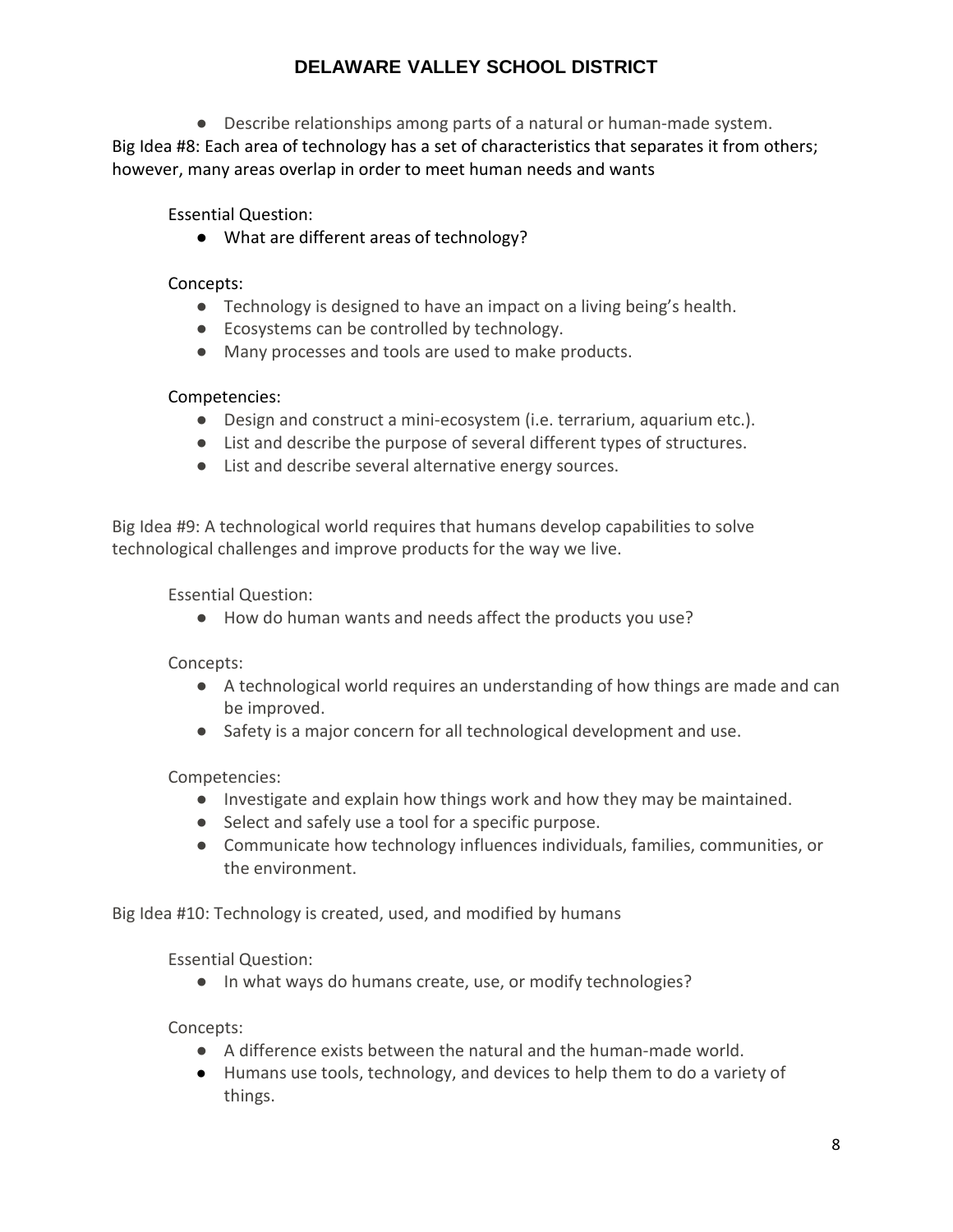- Describe relationships among parts of a natural or human-made system.

Big Idea #8: Each area of technology has a set of characteristics that separates it from others; however, many areas overlap in order to meet human needs and wants

Essential Question:

- What are different areas of technology?

Concepts:

- Technology is designed to have an impact on a living being's health.
- Ecosystems can be controlled by technology.
- Many processes and tools are used to make products.

Competencies:

- Design and construct a mini-ecosystem (i.e. terrarium, aquarium etc.).
- List and describe the purpose of several different types of structures.
- List and describe several alternative energy sources.

Big Idea #9: A technological world requires that humans develop capabilities to solve technological challenges and improve products for the way we live.

Essential Question:

- How do human wants and needs affect the products you use?

Concepts:

- A technological world requires an understanding of how things are made and can be improved.
- Safety is a major concern for all technological development and use.

Competencies:

- Investigate and explain how things work and how they may be maintained.
- Select and safely use a tool for a specific purpose.
- Communicate how technology influences individuals, families, communities, or the environment.

Big Idea #10: Technology is created, used, and modified by humans

Essential Question:

- In what ways do humans create, use, or modify technologies?

Concepts:

- A difference exists between the natural and the human-made world.
- Humans use tools, technology, and devices to help them to do a variety of things.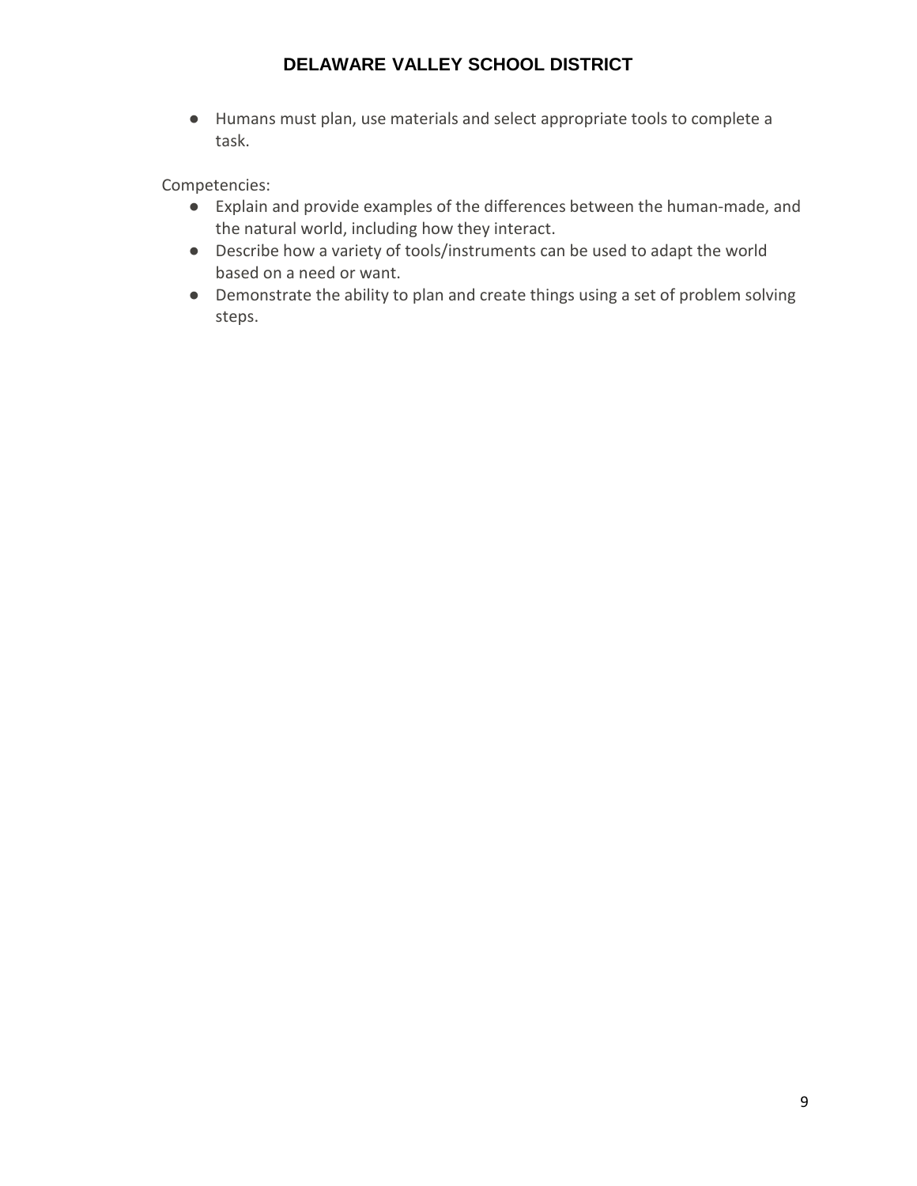- Humans must plan, use materials and select appropriate tools to complete a task.

Competencies:

- Explain and provide examples of the differences between the human-made, and the natural world, including how they interact.
- Describe how a variety of tools/instruments can be used to adapt the world based on a need or want.
- Demonstrate the ability to plan and create things using a set of problem solving steps.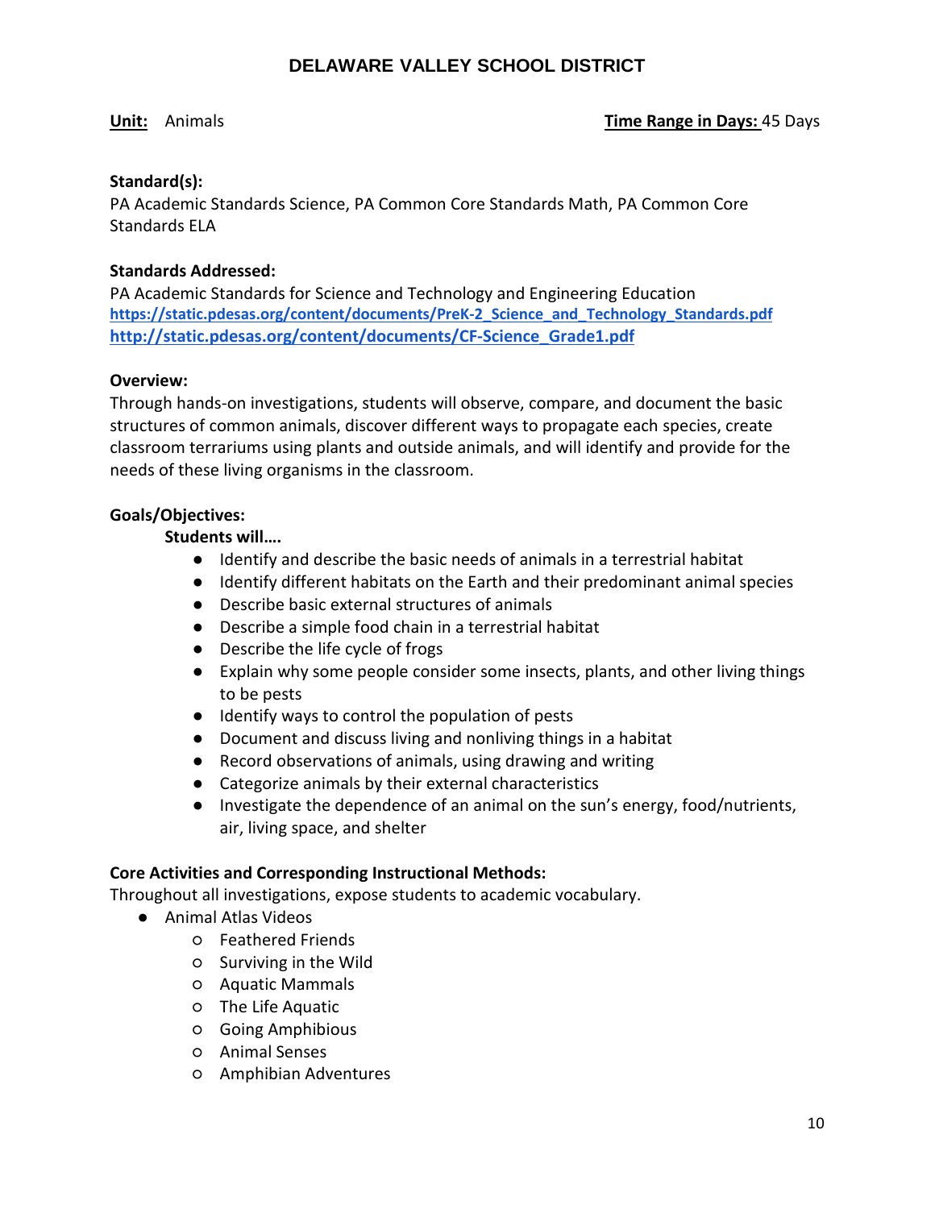# DELAWARE VALLEY SCHOOL DISTRICT

**Unit:** Animals **Time Range in Days:** 45 Days

**Standard(s):**
PA Academic Standards Science, PA Common Core Standards Math, PA Common Core Standards ELA

**Standards Addressed:**
PA Academic Standards for Science and Technology and Engineering Education
https://static.pdesas.org/content/documents/PreK-2_Science_and_Technology_Standards.pdf
http://static.pdesas.org/content/documents/CF-Science_Grade1.pdf

**Overview:**
Through hands-on investigations, students will observe, compare, and document the basic structures of common animals, discover different ways to propagate each species, create classroom terrariums using plants and outside animals, and will identify and provide for the needs of these living organisms in the classroom.

**Goals/Objectives:**

**Students will….**

- Identify and describe the basic needs of animals in a terrestrial habitat
- Identify different habitats on the Earth and their predominant animal species
- Describe basic external structures of animals
- Describe a simple food chain in a terrestrial habitat
- Describe the life cycle of frogs
- Explain why some people consider some insects, plants, and other living things to be pests
- Identify ways to control the population of pests
- Document and discuss living and nonliving things in a habitat
- Record observations of animals, using drawing and writing
- Categorize animals by their external characteristics
- Investigate the dependence of an animal on the sun's energy, food/nutrients, air, living space, and shelter

**Core Activities and Corresponding Instructional Methods:**
Throughout all investigations, expose students to academic vocabulary.

- Animal Atlas Videos
  - Feathered Friends
  - Surviving in the Wild
  - Aquatic Mammals
  - The Life Aquatic
  - Going Amphibious
  - Animal Senses
  - Amphibian Adventures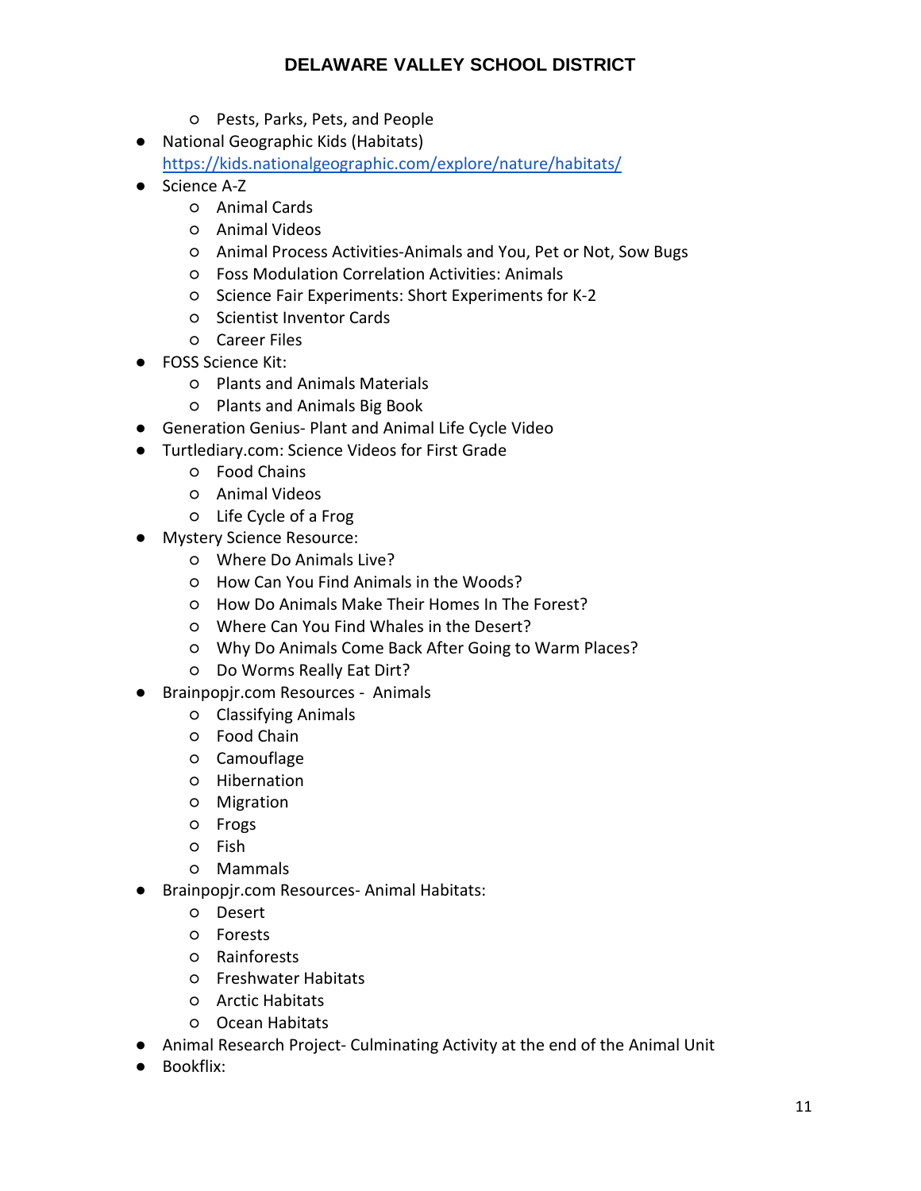- Pests, Parks, Pets, and People
- National Geographic Kids (Habitats) https://kids.nationalgeographic.com/explore/nature/habitats/
- Science A-Z
  - Animal Cards
  - Animal Videos
  - Animal Process Activities-Animals and You, Pet or Not, Sow Bugs
  - Foss Modulation Correlation Activities: Animals
  - Science Fair Experiments: Short Experiments for K-2
  - Scientist Inventor Cards
  - Career Files
- FOSS Science Kit:
  - Plants and Animals Materials
  - Plants and Animals Big Book
- Generation Genius- Plant and Animal Life Cycle Video
- Turtlediary.com: Science Videos for First Grade
  - Food Chains
  - Animal Videos
  - Life Cycle of a Frog
- Mystery Science Resource:
  - Where Do Animals Live?
  - How Can You Find Animals in the Woods?
  - How Do Animals Make Their Homes In The Forest?
  - Where Can You Find Whales in the Desert?
  - Why Do Animals Come Back After Going to Warm Places?
  - Do Worms Really Eat Dirt?
- Brainpopjr.com Resources - Animals
  - Classifying Animals
  - Food Chain
  - Camouflage
  - Hibernation
  - Migration
  - Frogs
  - Fish
  - Mammals
- Brainpopjr.com Resources- Animal Habitats:
  - Desert
  - Forests
  - Rainforests
  - Freshwater Habitats
  - Arctic Habitats
  - Ocean Habitats
- Animal Research Project- Culminating Activity at the end of the Animal Unit
- Bookflix: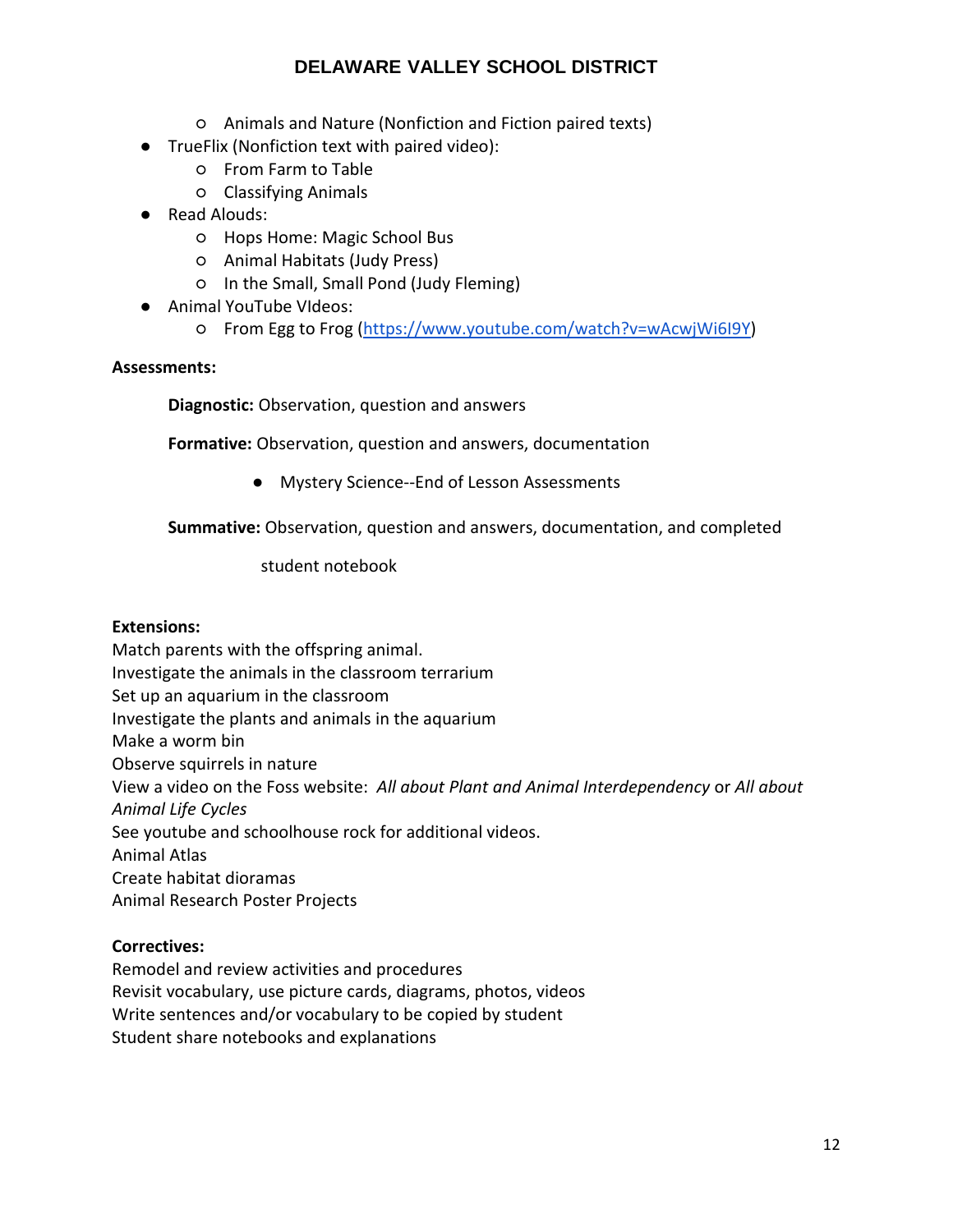- Animals and Nature (Nonfiction and Fiction paired texts)
- TrueFlix (Nonfiction text with paired video):
  - From Farm to Table
  - Classifying Animals
- Read Alouds:
  - Hops Home: Magic School Bus
  - Animal Habitats (Judy Press)
  - In the Small, Small Pond (Judy Fleming)
- Animal YouTube VIdeos:
  - From Egg to Frog (https://www.youtube.com/watch?v=wAcwjWi6I9Y)

**Assessments:**

**Diagnostic:** Observation, question and answers

**Formative:** Observation, question and answers, documentation

- Mystery Science--End of Lesson Assessments

**Summative:** Observation, question and answers, documentation, and completed student notebook

**Extensions:**

Match parents with the offspring animal.
Investigate the animals in the classroom terrarium
Set up an aquarium in the classroom
Investigate the plants and animals in the aquarium
Make a worm bin
Observe squirrels in nature
View a video on the Foss website: *All about Plant and Animal Interdependency* or *All about Animal Life Cycles*
See youtube and schoolhouse rock for additional videos.
Animal Atlas
Create habitat dioramas
Animal Research Poster Projects

**Correctives:**

Remodel and review activities and procedures
Revisit vocabulary, use picture cards, diagrams, photos, videos
Write sentences and/or vocabulary to be copied by student
Student share notebooks and explanations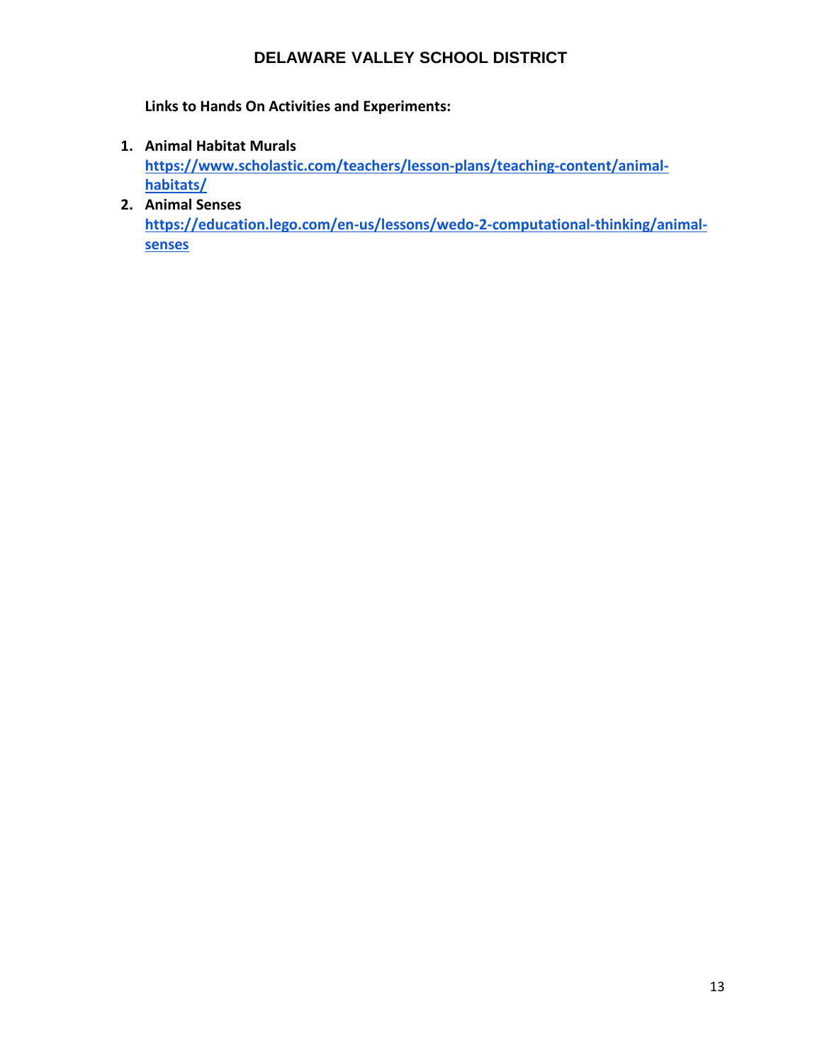**Links to Hands On Activities and Experiments:**

1. **Animal Habitat Murals**
   **https://www.scholastic.com/teachers/lesson-plans/teaching-content/animal-habitats/**
2. **Animal Senses**
   **https://education.lego.com/en-us/lessons/wedo-2-computational-thinking/animal-senses**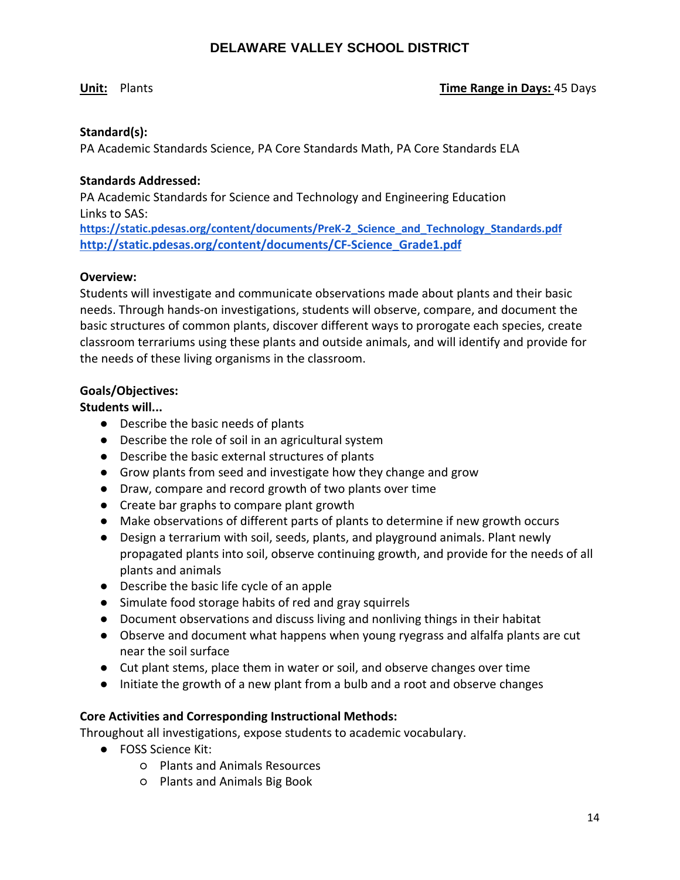# DELAWARE VALLEY SCHOOL DISTRICT

**Unit:** Plants **Time Range in Days:** 45 Days

**Standard(s):**
PA Academic Standards Science, PA Core Standards Math, PA Core Standards ELA

**Standards Addressed:**
PA Academic Standards for Science and Technology and Engineering Education
Links to SAS:
https://static.pdesas.org/content/documents/PreK-2_Science_and_Technology_Standards.pdf
http://static.pdesas.org/content/documents/CF-Science_Grade1.pdf

**Overview:**
Students will investigate and communicate observations made about plants and their basic needs. Through hands-on investigations, students will observe, compare, and document the basic structures of common plants, discover different ways to prorogate each species, create classroom terrariums using these plants and outside animals, and will identify and provide for the needs of these living organisms in the classroom.

**Goals/Objectives:**
**Students will...**
- Describe the basic needs of plants
- Describe the role of soil in an agricultural system
- Describe the basic external structures of plants
- Grow plants from seed and investigate how they change and grow
- Draw, compare and record growth of two plants over time
- Create bar graphs to compare plant growth
- Make observations of different parts of plants to determine if new growth occurs
- Design a terrarium with soil, seeds, plants, and playground animals. Plant newly propagated plants into soil, observe continuing growth, and provide for the needs of all plants and animals
- Describe the basic life cycle of an apple
- Simulate food storage habits of red and gray squirrels
- Document observations and discuss living and nonliving things in their habitat
- Observe and document what happens when young ryegrass and alfalfa plants are cut near the soil surface
- Cut plant stems, place them in water or soil, and observe changes over time
- Initiate the growth of a new plant from a bulb and a root and observe changes

**Core Activities and Corresponding Instructional Methods:**
Throughout all investigations, expose students to academic vocabulary.
- FOSS Science Kit:
  - Plants and Animals Resources
  - Plants and Animals Big Book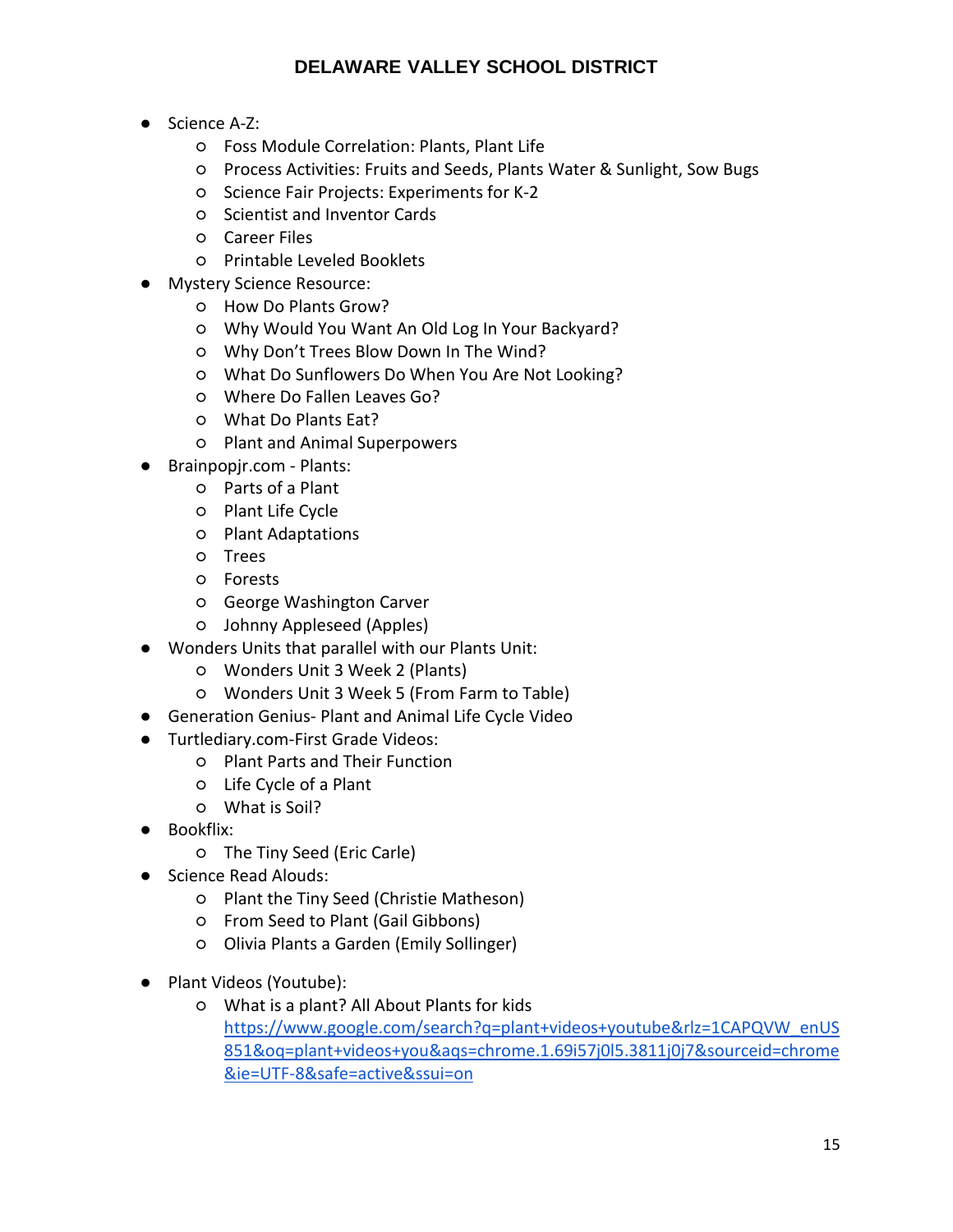- Science A-Z:
  - Foss Module Correlation: Plants, Plant Life
  - Process Activities: Fruits and Seeds, Plants Water & Sunlight, Sow Bugs
  - Science Fair Projects: Experiments for K-2
  - Scientist and Inventor Cards
  - Career Files
  - Printable Leveled Booklets
- Mystery Science Resource:
  - How Do Plants Grow?
  - Why Would You Want An Old Log In Your Backyard?
  - Why Don't Trees Blow Down In The Wind?
  - What Do Sunflowers Do When You Are Not Looking?
  - Where Do Fallen Leaves Go?
  - What Do Plants Eat?
  - Plant and Animal Superpowers
- Brainpopjr.com - Plants:
  - Parts of a Plant
  - Plant Life Cycle
  - Plant Adaptations
  - Trees
  - Forests
  - George Washington Carver
  - Johnny Appleseed (Apples)
- Wonders Units that parallel with our Plants Unit:
  - Wonders Unit 3 Week 2 (Plants)
  - Wonders Unit 3 Week 5 (From Farm to Table)
- Generation Genius- Plant and Animal Life Cycle Video
- Turtlediary.com-First Grade Videos:
  - Plant Parts and Their Function
  - Life Cycle of a Plant
  - What is Soil?
- Bookflix:
  - The Tiny Seed (Eric Carle)
- Science Read Alouds:
  - Plant the Tiny Seed (Christie Matheson)
  - From Seed to Plant (Gail Gibbons)
  - Olivia Plants a Garden (Emily Sollinger)

- Plant Videos (Youtube):
  - What is a plant? All About Plants for kids
    [https://www.google.com/search?q=plant+videos+youtube&rlz=1CAPQVW_enUS851&oq=plant+videos+you&aqs=chrome.1.69i57j0l5.3811j0j7&sourceid=chrome&ie=UTF-8&safe=active&ssui=on](https://www.google.com/search?q=plant+videos+youtube&rlz=1CAPQVW_enUS851&oq=plant+videos+you&aqs=chrome.1.69i57j0l5.3811j0j7&sourceid=chrome&ie=UTF-8&safe=active&ssui=on)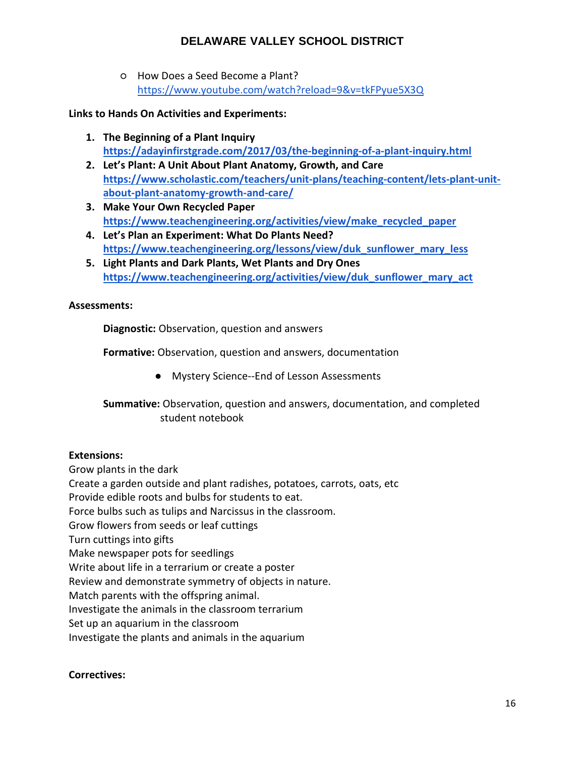- How Does a Seed Become a Plant? https://www.youtube.com/watch?reload=9&v=tkFPyue5X3Q

**Links to Hands On Activities and Experiments:**

1. **The Beginning of a Plant Inquiry**
   **https://adayinfirstgrade.com/2017/03/the-beginning-of-a-plant-inquiry.html**
2. **Let's Plant: A Unit About Plant Anatomy, Growth, and Care**
   **https://www.scholastic.com/teachers/unit-plans/teaching-content/lets-plant-unit-about-plant-anatomy-growth-and-care/**
3. **Make Your Own Recycled Paper**
   **https://www.teachengineering.org/activities/view/make_recycled_paper**
4. **Let's Plan an Experiment: What Do Plants Need?**
   **https://www.teachengineering.org/lessons/view/duk_sunflower_mary_less**
5. **Light Plants and Dark Plants, Wet Plants and Dry Ones**
   **https://www.teachengineering.org/activities/view/duk_sunflower_mary_act**

**Assessments:**

**Diagnostic:** Observation, question and answers

**Formative:** Observation, question and answers, documentation

- Mystery Science--End of Lesson Assessments

**Summative:** Observation, question and answers, documentation, and completed student notebook

**Extensions:**

Grow plants in the dark
Create a garden outside and plant radishes, potatoes, carrots, oats, etc
Provide edible roots and bulbs for students to eat.
Force bulbs such as tulips and Narcissus in the classroom.
Grow flowers from seeds or leaf cuttings
Turn cuttings into gifts
Make newspaper pots for seedlings
Write about life in a terrarium or create a poster
Review and demonstrate symmetry of objects in nature.
Match parents with the offspring animal.
Investigate the animals in the classroom terrarium
Set up an aquarium in the classroom
Investigate the plants and animals in the aquarium

**Correctives:**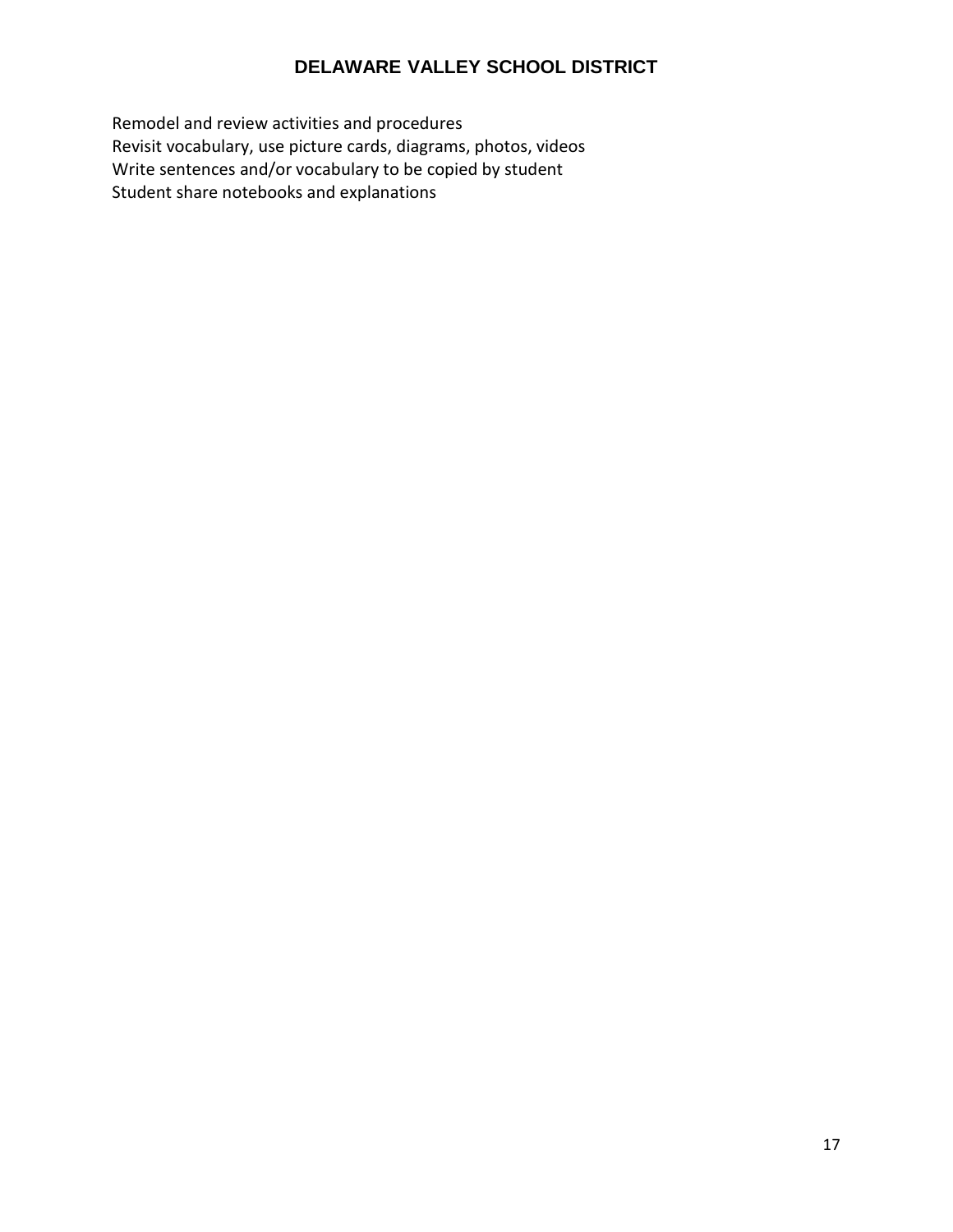Remodel and review activities and procedures
Revisit vocabulary, use picture cards, diagrams, photos, videos
Write sentences and/or vocabulary to be copied by student
Student share notebooks and explanations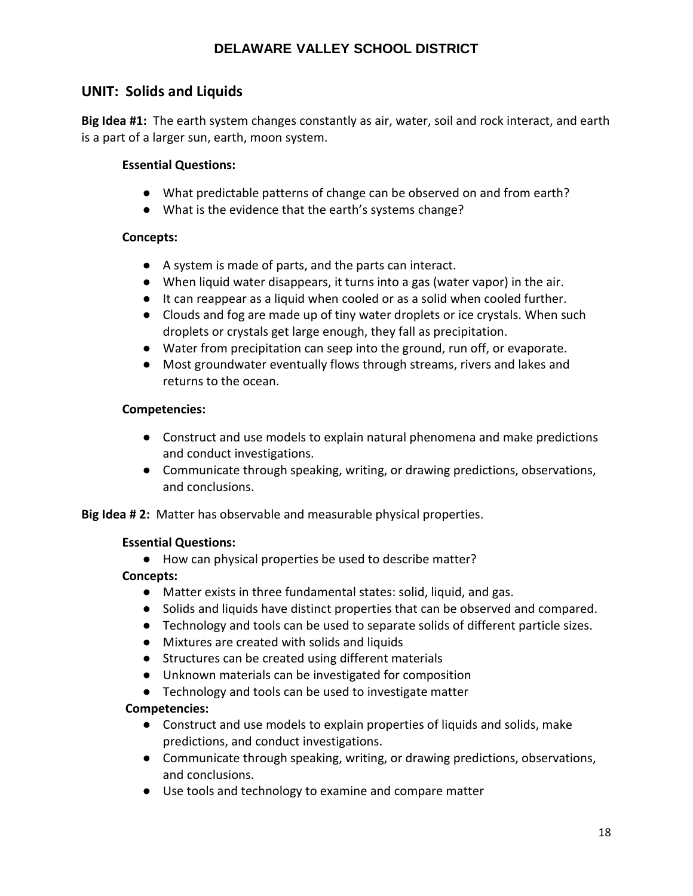# DELAWARE VALLEY SCHOOL DISTRICT

## UNIT: Solids and Liquids

**Big Idea #1:** The earth system changes constantly as air, water, soil and rock interact, and earth is a part of a larger sun, earth, moon system.

**Essential Questions:**

- What predictable patterns of change can be observed on and from earth?
- What is the evidence that the earth's systems change?

**Concepts:**

- A system is made of parts, and the parts can interact.
- When liquid water disappears, it turns into a gas (water vapor) in the air.
- It can reappear as a liquid when cooled or as a solid when cooled further.
- Clouds and fog are made up of tiny water droplets or ice crystals. When such droplets or crystals get large enough, they fall as precipitation.
- Water from precipitation can seep into the ground, run off, or evaporate.
- Most groundwater eventually flows through streams, rivers and lakes and returns to the ocean.

**Competencies:**

- Construct and use models to explain natural phenomena and make predictions and conduct investigations.
- Communicate through speaking, writing, or drawing predictions, observations, and conclusions.

**Big Idea # 2:** Matter has observable and measurable physical properties.

**Essential Questions:**

- How can physical properties be used to describe matter?

**Concepts:**

- Matter exists in three fundamental states: solid, liquid, and gas.
- Solids and liquids have distinct properties that can be observed and compared.
- Technology and tools can be used to separate solids of different particle sizes.
- Mixtures are created with solids and liquids
- Structures can be created using different materials
- Unknown materials can be investigated for composition
- Technology and tools can be used to investigate matter

**Competencies:**

- Construct and use models to explain properties of liquids and solids, make predictions, and conduct investigations.
- Communicate through speaking, writing, or drawing predictions, observations, and conclusions.
- Use tools and technology to examine and compare matter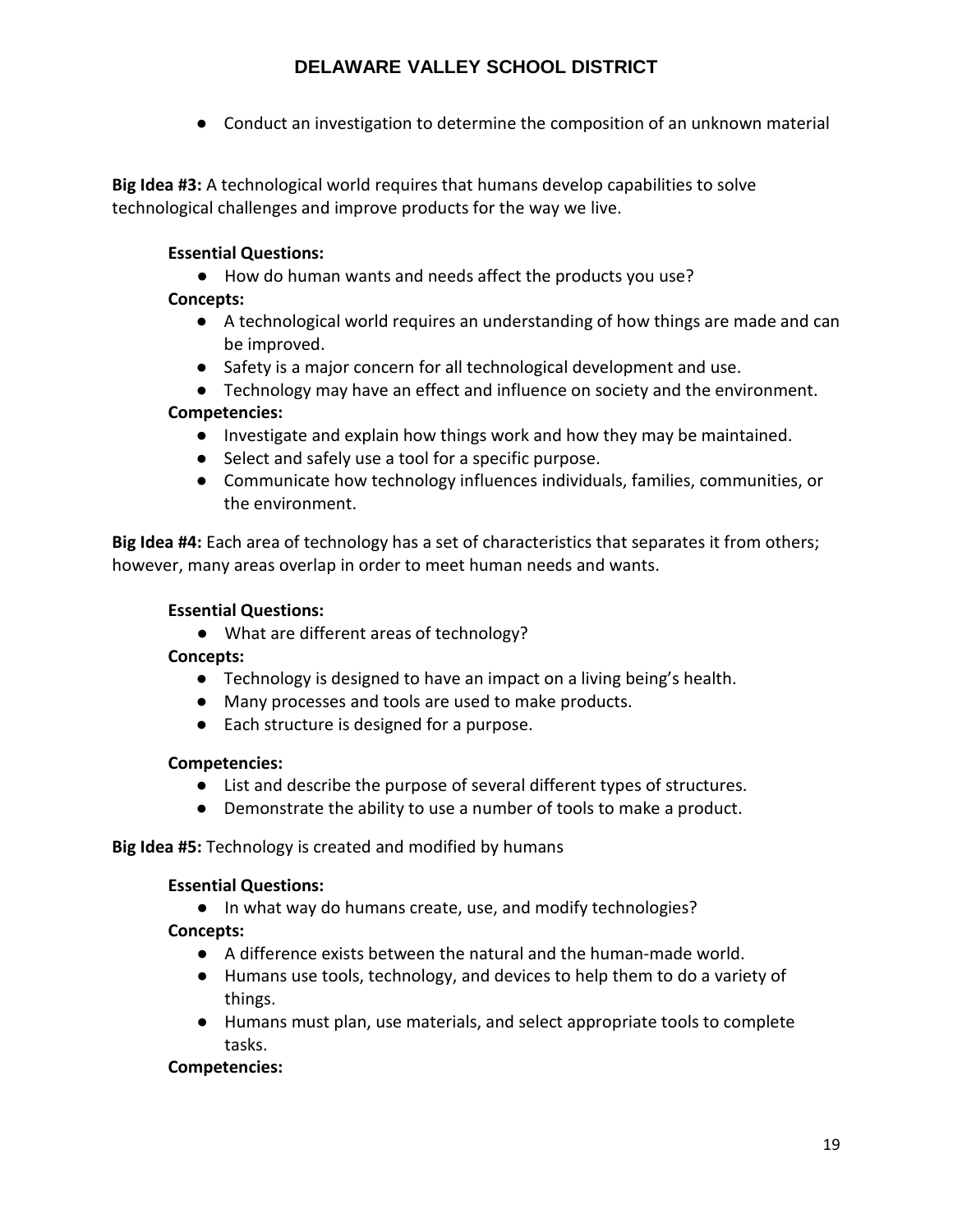- Conduct an investigation to determine the composition of an unknown material

**Big Idea #3:** A technological world requires that humans develop capabilities to solve technological challenges and improve products for the way we live.

**Essential Questions:**

- How do human wants and needs affect the products you use?

**Concepts:**

- A technological world requires an understanding of how things are made and can be improved.
- Safety is a major concern for all technological development and use.
- Technology may have an effect and influence on society and the environment.

**Competencies:**

- Investigate and explain how things work and how they may be maintained.
- Select and safely use a tool for a specific purpose.
- Communicate how technology influences individuals, families, communities, or the environment.

**Big Idea #4:** Each area of technology has a set of characteristics that separates it from others; however, many areas overlap in order to meet human needs and wants.

**Essential Questions:**

- What are different areas of technology?

**Concepts:**

- Technology is designed to have an impact on a living being's health.
- Many processes and tools are used to make products.
- Each structure is designed for a purpose.

**Competencies:**

- List and describe the purpose of several different types of structures.
- Demonstrate the ability to use a number of tools to make a product.

**Big Idea #5:** Technology is created and modified by humans

**Essential Questions:**

- In what way do humans create, use, and modify technologies?

**Concepts:**

- A difference exists between the natural and the human-made world.
- Humans use tools, technology, and devices to help them to do a variety of things.
- Humans must plan, use materials, and select appropriate tools to complete tasks.

**Competencies:**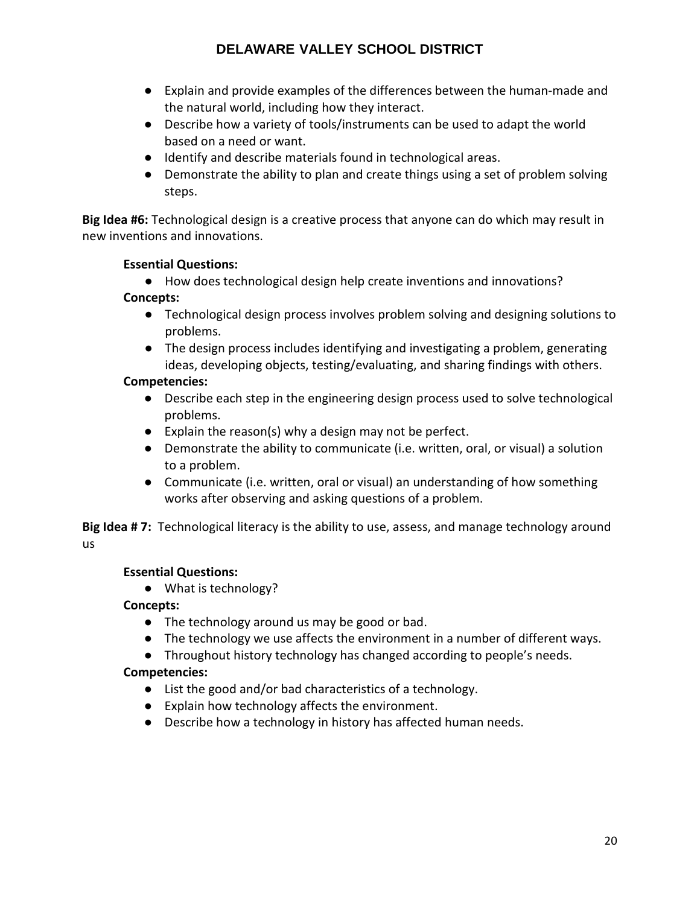- Explain and provide examples of the differences between the human-made and the natural world, including how they interact.
- Describe how a variety of tools/instruments can be used to adapt the world based on a need or want.
- Identify and describe materials found in technological areas.
- Demonstrate the ability to plan and create things using a set of problem solving steps.

**Big Idea #6:** Technological design is a creative process that anyone can do which may result in new inventions and innovations.

**Essential Questions:**

- How does technological design help create inventions and innovations?

**Concepts:**

- Technological design process involves problem solving and designing solutions to problems.
- The design process includes identifying and investigating a problem, generating ideas, developing objects, testing/evaluating, and sharing findings with others.

**Competencies:**

- Describe each step in the engineering design process used to solve technological problems.
- Explain the reason(s) why a design may not be perfect.
- Demonstrate the ability to communicate (i.e. written, oral, or visual) a solution to a problem.
- Communicate (i.e. written, oral or visual) an understanding of how something works after observing and asking questions of a problem.

**Big Idea # 7:** Technological literacy is the ability to use, assess, and manage technology around us

**Essential Questions:**

- What is technology?

**Concepts:**

- The technology around us may be good or bad.
- The technology we use affects the environment in a number of different ways.
- Throughout history technology has changed according to people's needs.

**Competencies:**

- List the good and/or bad characteristics of a technology.
- Explain how technology affects the environment.
- Describe how a technology in history has affected human needs.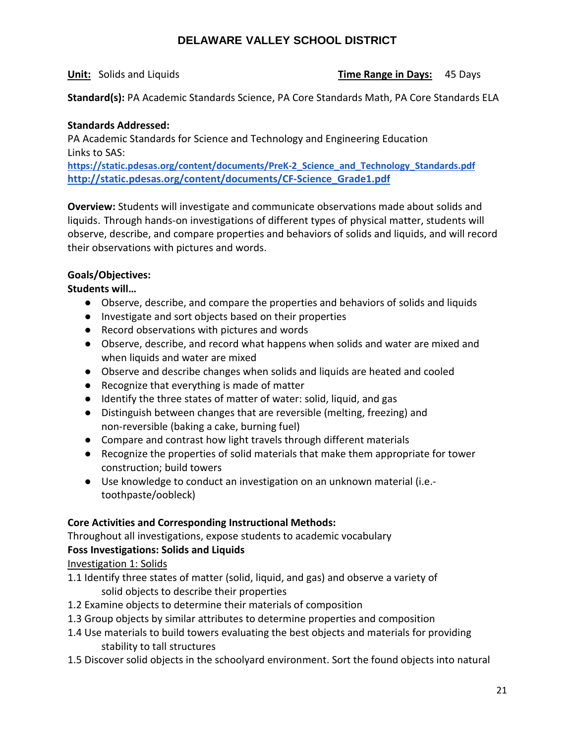## DELAWARE VALLEY SCHOOL DISTRICT

**Unit:** Solids and Liquids **Time Range in Days:** 45 Days

**Standard(s):** PA Academic Standards Science, PA Core Standards Math, PA Core Standards ELA

**Standards Addressed:**
PA Academic Standards for Science and Technology and Engineering Education
Links to SAS:
https://static.pdesas.org/content/documents/PreK-2_Science_and_Technology_Standards.pdf
http://static.pdesas.org/content/documents/CF-Science_Grade1.pdf

**Overview:** Students will investigate and communicate observations made about solids and liquids. Through hands-on investigations of different types of physical matter, students will observe, describe, and compare properties and behaviors of solids and liquids, and will record their observations with pictures and words.

**Goals/Objectives:**
**Students will…**

- Observe, describe, and compare the properties and behaviors of solids and liquids
- Investigate and sort objects based on their properties
- Record observations with pictures and words
- Observe, describe, and record what happens when solids and water are mixed and when liquids and water are mixed
- Observe and describe changes when solids and liquids are heated and cooled
- Recognize that everything is made of matter
- Identify the three states of matter of water: solid, liquid, and gas
- Distinguish between changes that are reversible (melting, freezing) and non-reversible (baking a cake, burning fuel)
- Compare and contrast how light travels through different materials
- Recognize the properties of solid materials that make them appropriate for tower construction; build towers
- Use knowledge to conduct an investigation on an unknown material (i.e.- toothpaste/oobleck)

**Core Activities and Corresponding Instructional Methods:**
Throughout all investigations, expose students to academic vocabulary
**Foss Investigations: Solids and Liquids**
Investigation 1: Solids

1.1 Identify three states of matter (solid, liquid, and gas) and observe a variety of solid objects to describe their properties
1.2 Examine objects to determine their materials of composition
1.3 Group objects by similar attributes to determine properties and composition
1.4 Use materials to build towers evaluating the best objects and materials for providing stability to tall structures
1.5 Discover solid objects in the schoolyard environment. Sort the found objects into natural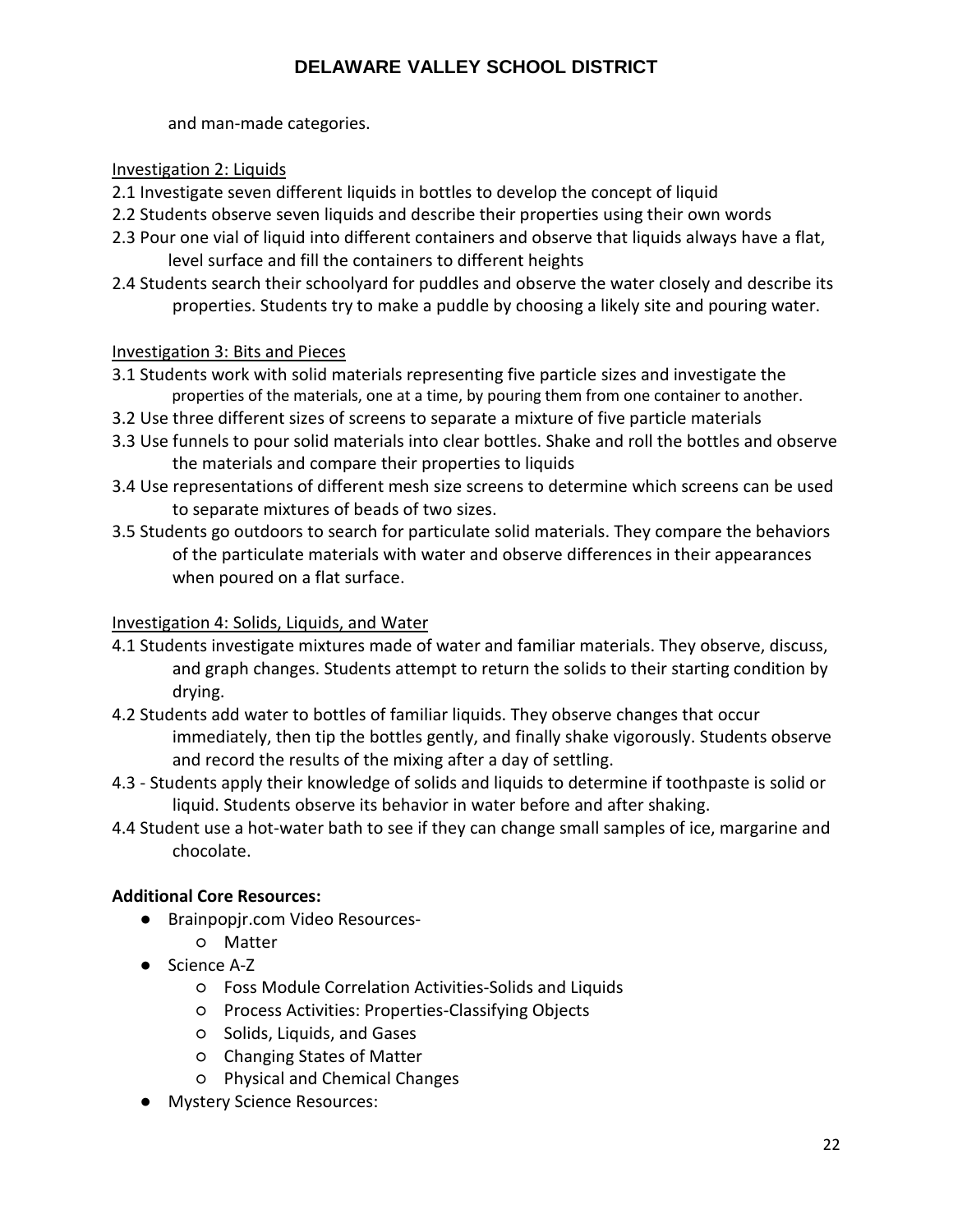and man-made categories.

Investigation 2: Liquids

2.1 Investigate seven different liquids in bottles to develop the concept of liquid

2.2 Students observe seven liquids and describe their properties using their own words

2.3 Pour one vial of liquid into different containers and observe that liquids always have a flat, level surface and fill the containers to different heights

2.4 Students search their schoolyard for puddles and observe the water closely and describe its properties. Students try to make a puddle by choosing a likely site and pouring water.

Investigation 3: Bits and Pieces

3.1 Students work with solid materials representing five particle sizes and investigate the properties of the materials, one at a time, by pouring them from one container to another.

3.2 Use three different sizes of screens to separate a mixture of five particle materials

3.3 Use funnels to pour solid materials into clear bottles. Shake and roll the bottles and observe the materials and compare their properties to liquids

3.4 Use representations of different mesh size screens to determine which screens can be used to separate mixtures of beads of two sizes.

3.5 Students go outdoors to search for particulate solid materials. They compare the behaviors of the particulate materials with water and observe differences in their appearances when poured on a flat surface.

Investigation 4: Solids, Liquids, and Water

4.1 Students investigate mixtures made of water and familiar materials. They observe, discuss, and graph changes. Students attempt to return the solids to their starting condition by drying.

4.2 Students add water to bottles of familiar liquids. They observe changes that occur immediately, then tip the bottles gently, and finally shake vigorously. Students observe and record the results of the mixing after a day of settling.

4.3 - Students apply their knowledge of solids and liquids to determine if toothpaste is solid or liquid. Students observe its behavior in water before and after shaking.

4.4 Student use a hot-water bath to see if they can change small samples of ice, margarine and chocolate.

**Additional Core Resources:**

- Brainpopjr.com Video Resources-
  - Matter
- Science A-Z
  - Foss Module Correlation Activities-Solids and Liquids
  - Process Activities: Properties-Classifying Objects
  - Solids, Liquids, and Gases
  - Changing States of Matter
  - Physical and Chemical Changes
- Mystery Science Resources: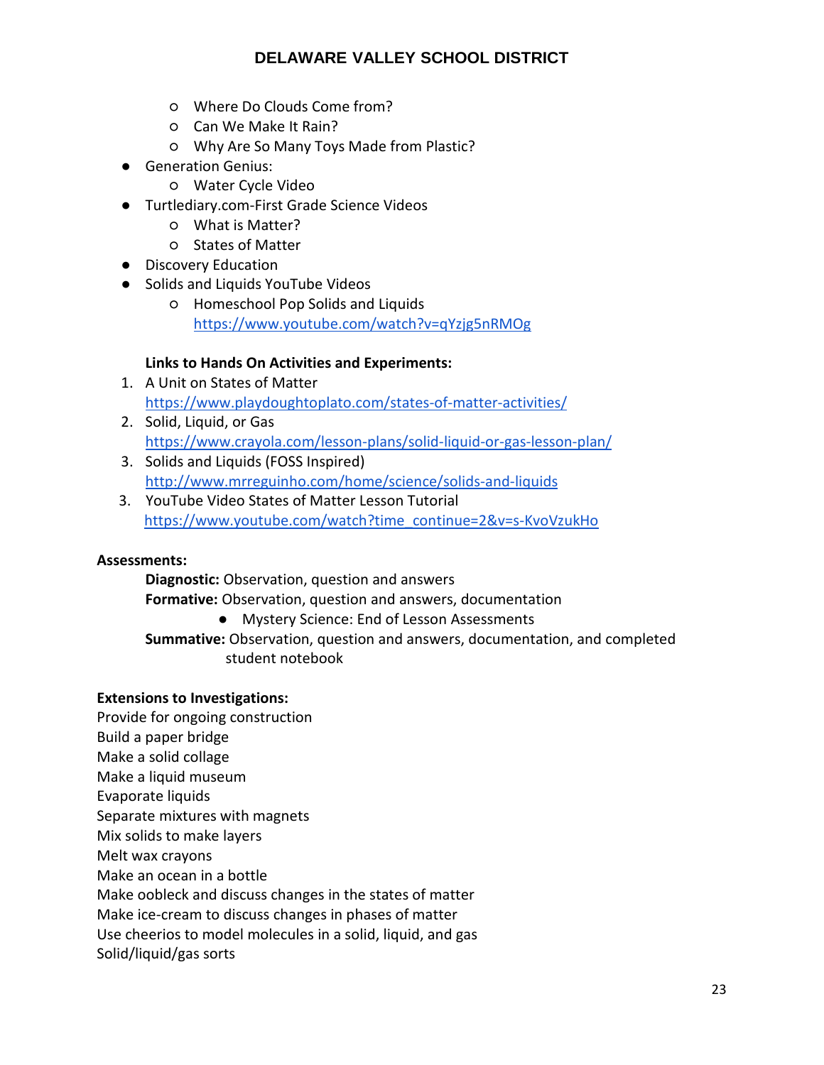- Where Do Clouds Come from?
  - Can We Make It Rain?
  - Why Are So Many Toys Made from Plastic?
- Generation Genius:
  - Water Cycle Video
- Turtlediary.com-First Grade Science Videos
  - What is Matter?
  - States of Matter
- Discovery Education
- Solids and Liquids YouTube Videos
  - Homeschool Pop Solids and Liquids
    https://www.youtube.com/watch?v=qYzjg5nRMOg

**Links to Hands On Activities and Experiments:**

1. A Unit on States of Matter
   https://www.playdoughtoplato.com/states-of-matter-activities/
2. Solid, Liquid, or Gas
   https://www.crayola.com/lesson-plans/solid-liquid-or-gas-lesson-plan/
3. Solids and Liquids (FOSS Inspired)
   http://www.mrreguinho.com/home/science/solids-and-liquids
3. YouTube Video States of Matter Lesson Tutorial
   https://www.youtube.com/watch?time_continue=2&v=s-KvoVzukHo

**Assessments:**

**Diagnostic:** Observation, question and answers

**Formative:** Observation, question and answers, documentation

- Mystery Science: End of Lesson Assessments

**Summative:** Observation, question and answers, documentation, and completed student notebook

**Extensions to Investigations:**

Provide for ongoing construction
Build a paper bridge
Make a solid collage
Make a liquid museum
Evaporate liquids
Separate mixtures with magnets
Mix solids to make layers
Melt wax crayons
Make an ocean in a bottle
Make oobleck and discuss changes in the states of matter
Make ice-cream to discuss changes in phases of matter
Use cheerios to model molecules in a solid, liquid, and gas
Solid/liquid/gas sorts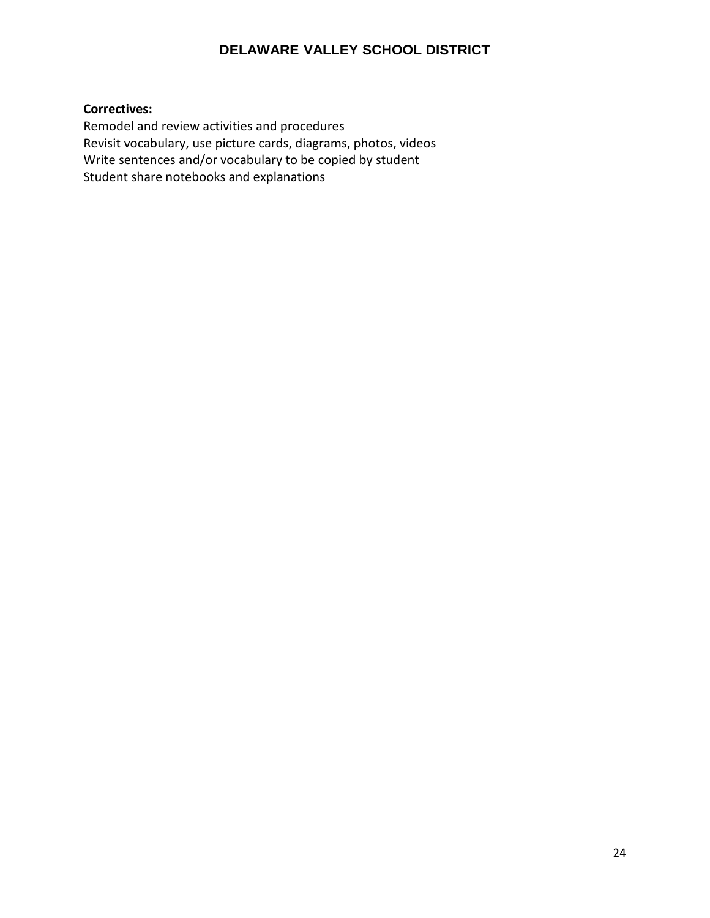**Correctives:**

Remodel and review activities and procedures
Revisit vocabulary, use picture cards, diagrams, photos, videos
Write sentences and/or vocabulary to be copied by student
Student share notebooks and explanations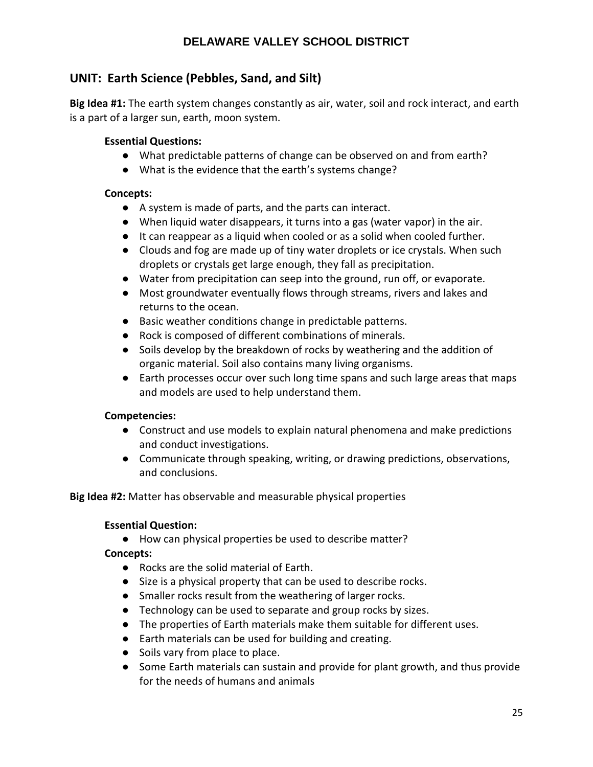## UNIT: Earth Science (Pebbles, Sand, and Silt)

**Big Idea #1:** The earth system changes constantly as air, water, soil and rock interact, and earth is a part of a larger sun, earth, moon system.

**Essential Questions:**

- What predictable patterns of change can be observed on and from earth?
- What is the evidence that the earth's systems change?

**Concepts:**

- A system is made of parts, and the parts can interact.
- When liquid water disappears, it turns into a gas (water vapor) in the air.
- It can reappear as a liquid when cooled or as a solid when cooled further.
- Clouds and fog are made up of tiny water droplets or ice crystals. When such droplets or crystals get large enough, they fall as precipitation.
- Water from precipitation can seep into the ground, run off, or evaporate.
- Most groundwater eventually flows through streams, rivers and lakes and returns to the ocean.
- Basic weather conditions change in predictable patterns.
- Rock is composed of different combinations of minerals.
- Soils develop by the breakdown of rocks by weathering and the addition of organic material. Soil also contains many living organisms.
- Earth processes occur over such long time spans and such large areas that maps and models are used to help understand them.

**Competencies:**

- Construct and use models to explain natural phenomena and make predictions and conduct investigations.
- Communicate through speaking, writing, or drawing predictions, observations, and conclusions.

**Big Idea #2:** Matter has observable and measurable physical properties

**Essential Question:**

- How can physical properties be used to describe matter?

**Concepts:**

- Rocks are the solid material of Earth.
- Size is a physical property that can be used to describe rocks.
- Smaller rocks result from the weathering of larger rocks.
- Technology can be used to separate and group rocks by sizes.
- The properties of Earth materials make them suitable for different uses.
- Earth materials can be used for building and creating.
- Soils vary from place to place.
- Some Earth materials can sustain and provide for plant growth, and thus provide for the needs of humans and animals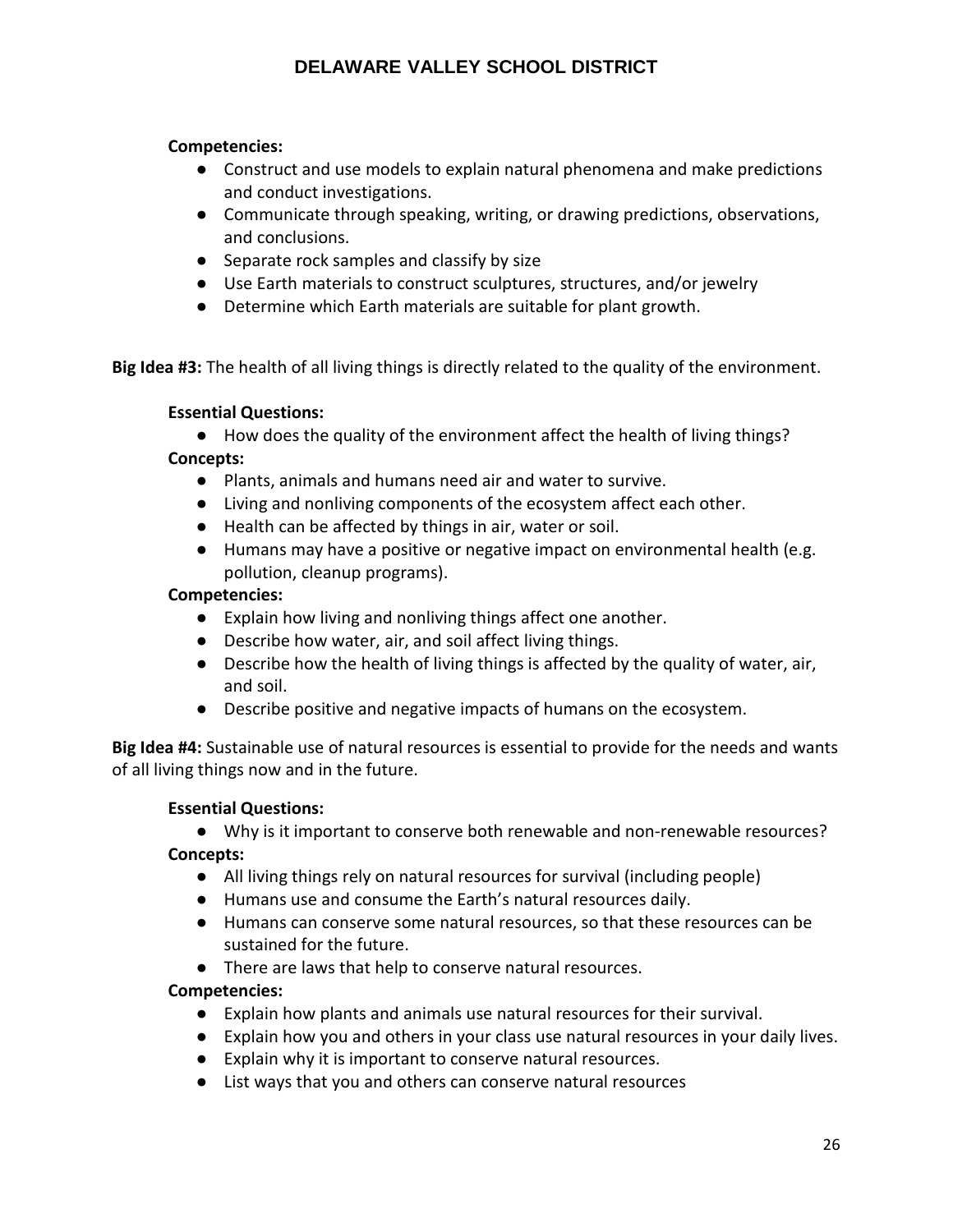**Competencies:**

- Construct and use models to explain natural phenomena and make predictions and conduct investigations.
- Communicate through speaking, writing, or drawing predictions, observations, and conclusions.
- Separate rock samples and classify by size
- Use Earth materials to construct sculptures, structures, and/or jewelry
- Determine which Earth materials are suitable for plant growth.

**Big Idea #3:** The health of all living things is directly related to the quality of the environment.

**Essential Questions:**

- How does the quality of the environment affect the health of living things?

**Concepts:**

- Plants, animals and humans need air and water to survive.
- Living and nonliving components of the ecosystem affect each other.
- Health can be affected by things in air, water or soil.
- Humans may have a positive or negative impact on environmental health (e.g. pollution, cleanup programs).

**Competencies:**

- Explain how living and nonliving things affect one another.
- Describe how water, air, and soil affect living things.
- Describe how the health of living things is affected by the quality of water, air, and soil.
- Describe positive and negative impacts of humans on the ecosystem.

**Big Idea #4:** Sustainable use of natural resources is essential to provide for the needs and wants of all living things now and in the future.

**Essential Questions:**

- Why is it important to conserve both renewable and non-renewable resources?

**Concepts:**

- All living things rely on natural resources for survival (including people)
- Humans use and consume the Earth's natural resources daily.
- Humans can conserve some natural resources, so that these resources can be sustained for the future.
- There are laws that help to conserve natural resources.

**Competencies:**

- Explain how plants and animals use natural resources for their survival.
- Explain how you and others in your class use natural resources in your daily lives.
- Explain why it is important to conserve natural resources.
- List ways that you and others can conserve natural resources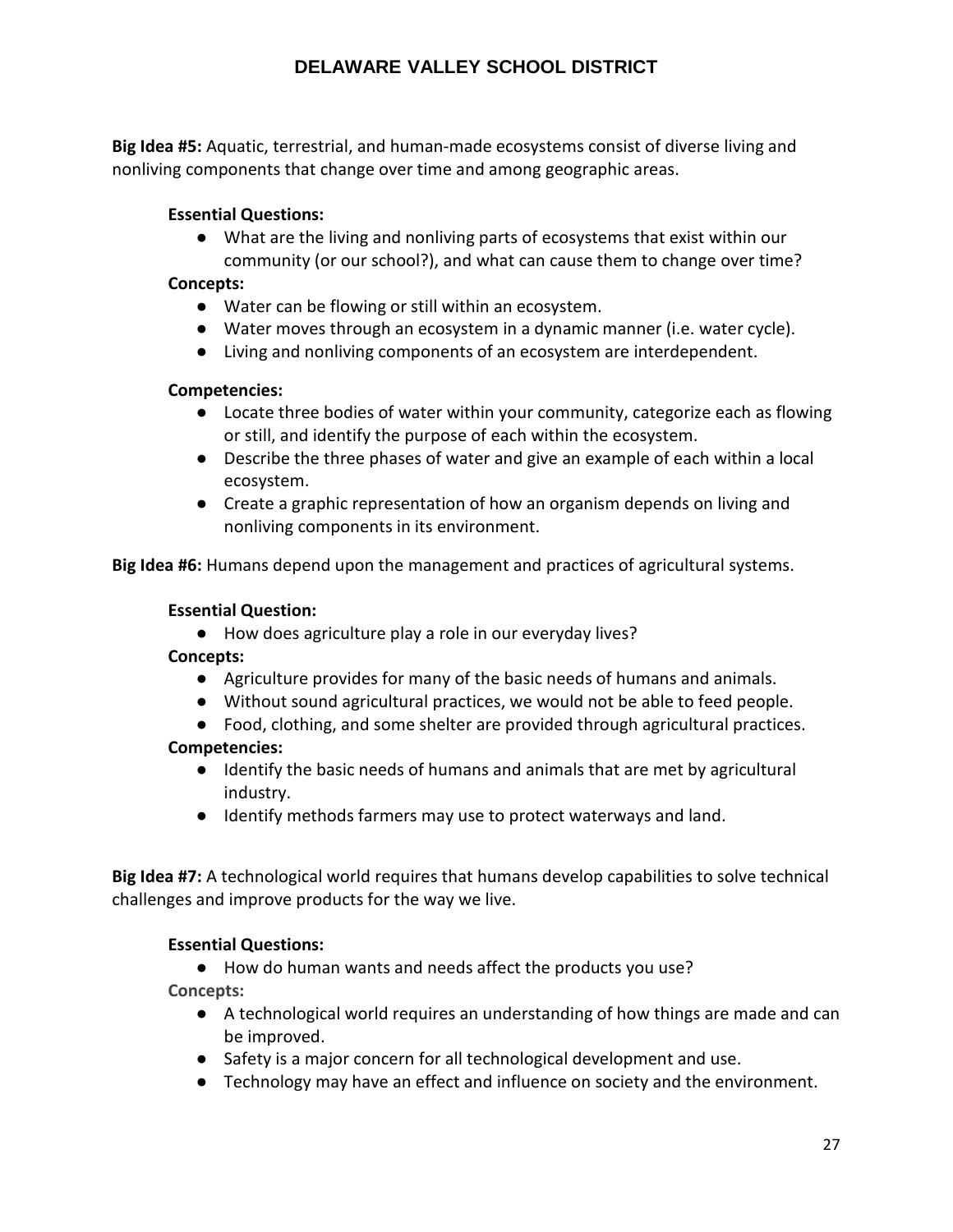**Big Idea #5:** Aquatic, terrestrial, and human-made ecosystems consist of diverse living and nonliving components that change over time and among geographic areas.

**Essential Questions:**

- What are the living and nonliving parts of ecosystems that exist within our community (or our school?), and what can cause them to change over time?

**Concepts:**

- Water can be flowing or still within an ecosystem.
- Water moves through an ecosystem in a dynamic manner (i.e. water cycle).
- Living and nonliving components of an ecosystem are interdependent.

**Competencies:**

- Locate three bodies of water within your community, categorize each as flowing or still, and identify the purpose of each within the ecosystem.
- Describe the three phases of water and give an example of each within a local ecosystem.
- Create a graphic representation of how an organism depends on living and nonliving components in its environment.

**Big Idea #6:** Humans depend upon the management and practices of agricultural systems.

**Essential Question:**

- How does agriculture play a role in our everyday lives?

**Concepts:**

- Agriculture provides for many of the basic needs of humans and animals.
- Without sound agricultural practices, we would not be able to feed people.
- Food, clothing, and some shelter are provided through agricultural practices.

**Competencies:**

- Identify the basic needs of humans and animals that are met by agricultural industry.
- Identify methods farmers may use to protect waterways and land.

**Big Idea #7:** A technological world requires that humans develop capabilities to solve technical challenges and improve products for the way we live.

**Essential Questions:**

- How do human wants and needs affect the products you use?

**Concepts:**

- A technological world requires an understanding of how things are made and can be improved.
- Safety is a major concern for all technological development and use.
- Technology may have an effect and influence on society and the environment.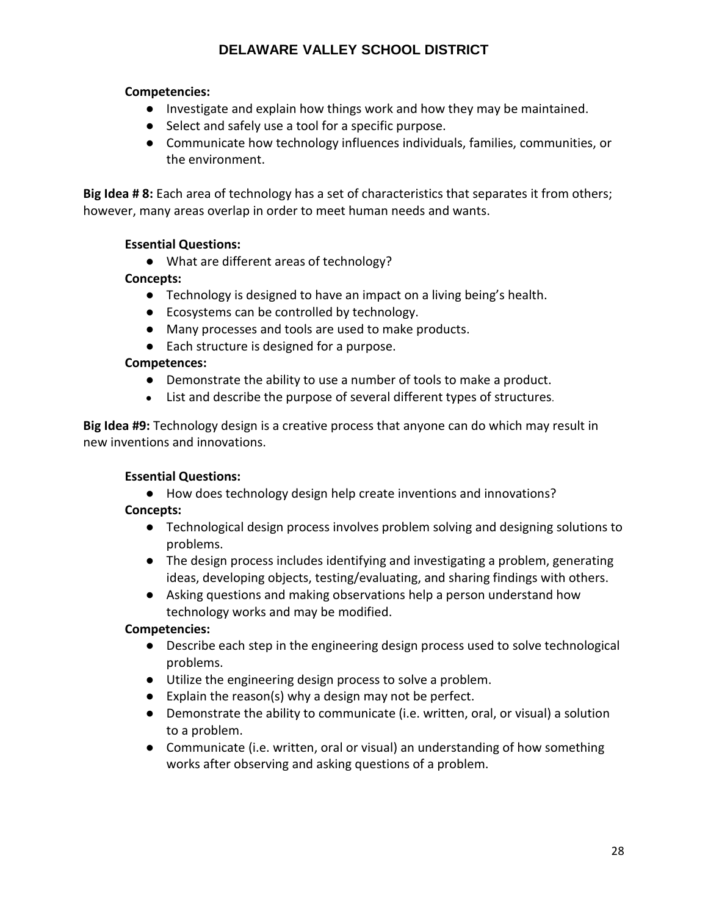**Competencies:**

- Investigate and explain how things work and how they may be maintained.
- Select and safely use a tool for a specific purpose.
- Communicate how technology influences individuals, families, communities, or the environment.

**Big Idea # 8:** Each area of technology has a set of characteristics that separates it from others; however, many areas overlap in order to meet human needs and wants.

**Essential Questions:**

- What are different areas of technology?

**Concepts:**

- Technology is designed to have an impact on a living being's health.
- Ecosystems can be controlled by technology.
- Many processes and tools are used to make products.
- Each structure is designed for a purpose.

**Competences:**

- Demonstrate the ability to use a number of tools to make a product.
- List and describe the purpose of several different types of structures.

**Big Idea #9:** Technology design is a creative process that anyone can do which may result in new inventions and innovations.

**Essential Questions:**

- How does technology design help create inventions and innovations?

**Concepts:**

- Technological design process involves problem solving and designing solutions to problems.
- The design process includes identifying and investigating a problem, generating ideas, developing objects, testing/evaluating, and sharing findings with others.
- Asking questions and making observations help a person understand how technology works and may be modified.

**Competencies:**

- Describe each step in the engineering design process used to solve technological problems.
- Utilize the engineering design process to solve a problem.
- Explain the reason(s) why a design may not be perfect.
- Demonstrate the ability to communicate (i.e. written, oral, or visual) a solution to a problem.
- Communicate (i.e. written, oral or visual) an understanding of how something works after observing and asking questions of a problem.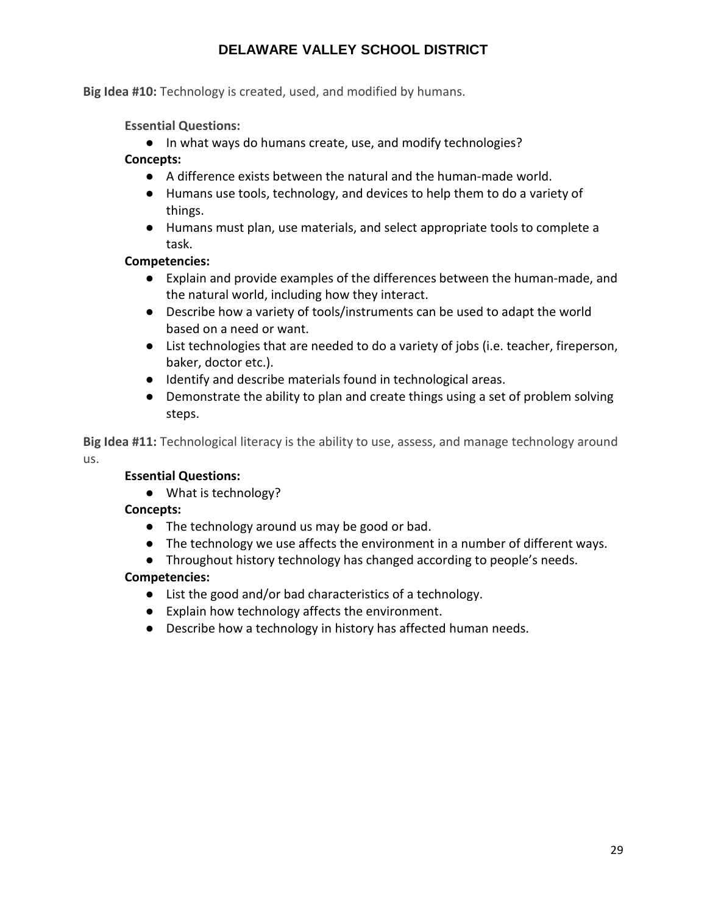**Big Idea #10:** Technology is created, used, and modified by humans.

**Essential Questions:**

- In what ways do humans create, use, and modify technologies?

**Concepts:**

- A difference exists between the natural and the human-made world.
- Humans use tools, technology, and devices to help them to do a variety of things.
- Humans must plan, use materials, and select appropriate tools to complete a task.

**Competencies:**

- Explain and provide examples of the differences between the human-made, and the natural world, including how they interact.
- Describe how a variety of tools/instruments can be used to adapt the world based on a need or want.
- List technologies that are needed to do a variety of jobs (i.e. teacher, fireperson, baker, doctor etc.).
- Identify and describe materials found in technological areas.
- Demonstrate the ability to plan and create things using a set of problem solving steps.

**Big Idea #11:** Technological literacy is the ability to use, assess, and manage technology around us.

**Essential Questions:**

- What is technology?

**Concepts:**

- The technology around us may be good or bad.
- The technology we use affects the environment in a number of different ways.
- Throughout history technology has changed according to people's needs.

**Competencies:**

- List the good and/or bad characteristics of a technology.
- Explain how technology affects the environment.
- Describe how a technology in history has affected human needs.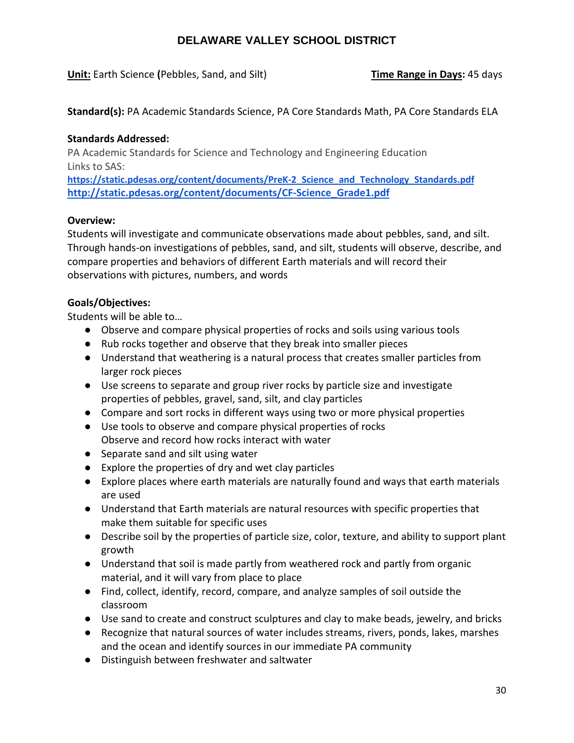# DELAWARE VALLEY SCHOOL DISTRICT

**Unit:** Earth Science **(**Pebbles, Sand, and Silt) **Time Range in Days:** 45 days

**Standard(s):** PA Academic Standards Science, PA Core Standards Math, PA Core Standards ELA

**Standards Addressed:**

PA Academic Standards for Science and Technology and Engineering Education
Links to SAS:
**https://static.pdesas.org/content/documents/PreK-2_Science_and_Technology_Standards.pdf**
**http://static.pdesas.org/content/documents/CF-Science_Grade1.pdf**

**Overview:**

Students will investigate and communicate observations made about pebbles, sand, and silt. Through hands-on investigations of pebbles, sand, and silt, students will observe, describe, and compare properties and behaviors of different Earth materials and will record their observations with pictures, numbers, and words

**Goals/Objectives:**

Students will be able to…

- Observe and compare physical properties of rocks and soils using various tools
- Rub rocks together and observe that they break into smaller pieces
- Understand that weathering is a natural process that creates smaller particles from larger rock pieces
- Use screens to separate and group river rocks by particle size and investigate properties of pebbles, gravel, sand, silt, and clay particles
- Compare and sort rocks in different ways using two or more physical properties
- Use tools to observe and compare physical properties of rocks
  Observe and record how rocks interact with water
- Separate sand and silt using water
- Explore the properties of dry and wet clay particles
- Explore places where earth materials are naturally found and ways that earth materials are used
- Understand that Earth materials are natural resources with specific properties that make them suitable for specific uses
- Describe soil by the properties of particle size, color, texture, and ability to support plant growth
- Understand that soil is made partly from weathered rock and partly from organic material, and it will vary from place to place
- Find, collect, identify, record, compare, and analyze samples of soil outside the classroom
- Use sand to create and construct sculptures and clay to make beads, jewelry, and bricks
- Recognize that natural sources of water includes streams, rivers, ponds, lakes, marshes and the ocean and identify sources in our immediate PA community
- Distinguish between freshwater and saltwater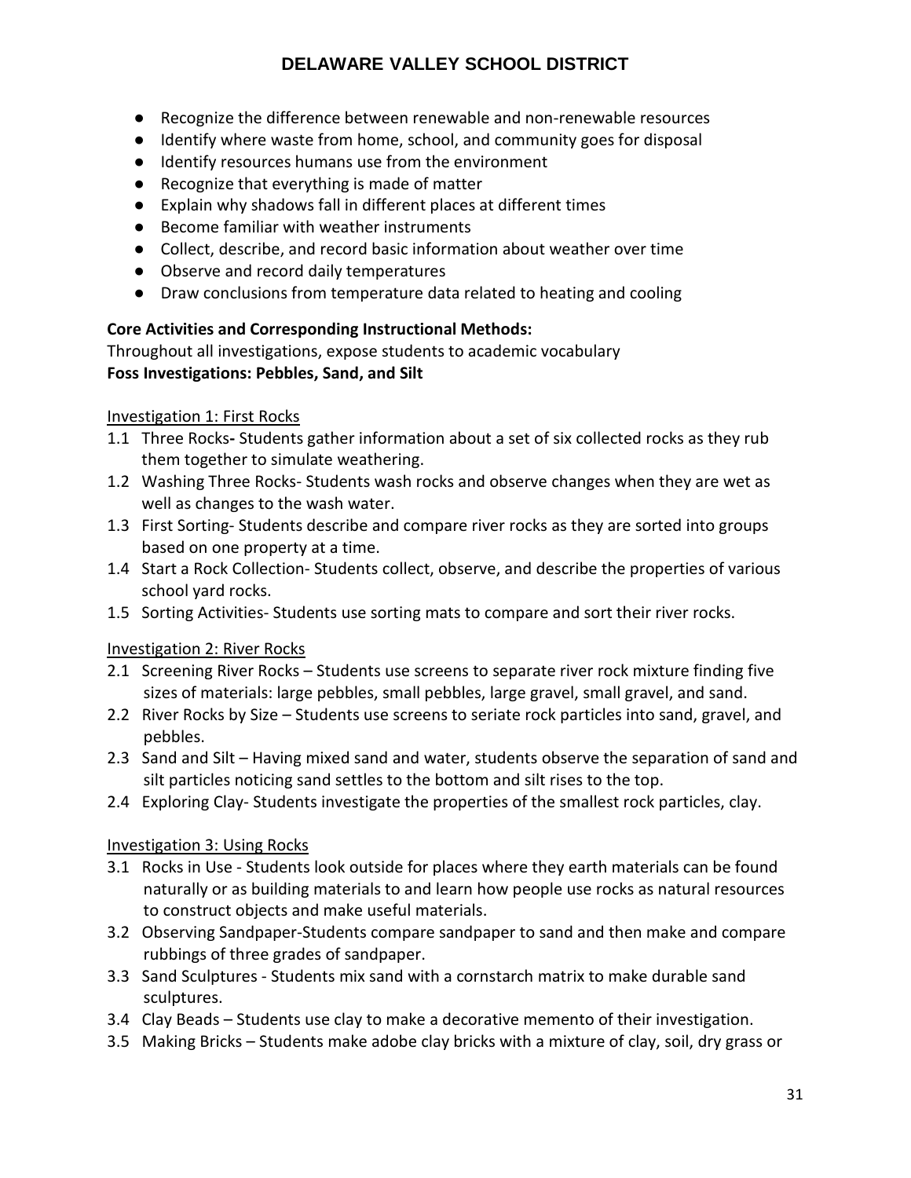- Recognize the difference between renewable and non-renewable resources
- Identify where waste from home, school, and community goes for disposal
- Identify resources humans use from the environment
- Recognize that everything is made of matter
- Explain why shadows fall in different places at different times
- Become familiar with weather instruments
- Collect, describe, and record basic information about weather over time
- Observe and record daily temperatures
- Draw conclusions from temperature data related to heating and cooling

**Core Activities and Corresponding Instructional Methods:**
Throughout all investigations, expose students to academic vocabulary
**Foss Investigations: Pebbles, Sand, and Silt**

<u>Investigation 1: First Rocks</u>

1.1 Three Rocks**-** Students gather information about a set of six collected rocks as they rub them together to simulate weathering.
1.2 Washing Three Rocks- Students wash rocks and observe changes when they are wet as well as changes to the wash water.
1.3 First Sorting- Students describe and compare river rocks as they are sorted into groups based on one property at a time.
1.4 Start a Rock Collection- Students collect, observe, and describe the properties of various school yard rocks.
1.5 Sorting Activities- Students use sorting mats to compare and sort their river rocks.

<u>Investigation 2: River Rocks</u>

2.1 Screening River Rocks – Students use screens to separate river rock mixture finding five sizes of materials: large pebbles, small pebbles, large gravel, small gravel, and sand.
2.2 River Rocks by Size – Students use screens to seriate rock particles into sand, gravel, and pebbles.
2.3 Sand and Silt – Having mixed sand and water, students observe the separation of sand and silt particles noticing sand settles to the bottom and silt rises to the top.
2.4 Exploring Clay- Students investigate the properties of the smallest rock particles, clay.

<u>Investigation 3: Using Rocks</u>

3.1 Rocks in Use - Students look outside for places where they earth materials can be found naturally or as building materials to and learn how people use rocks as natural resources to construct objects and make useful materials.
3.2 Observing Sandpaper-Students compare sandpaper to sand and then make and compare rubbings of three grades of sandpaper.
3.3 Sand Sculptures - Students mix sand with a cornstarch matrix to make durable sand sculptures.
3.4 Clay Beads – Students use clay to make a decorative memento of their investigation.
3.5 Making Bricks – Students make adobe clay bricks with a mixture of clay, soil, dry grass or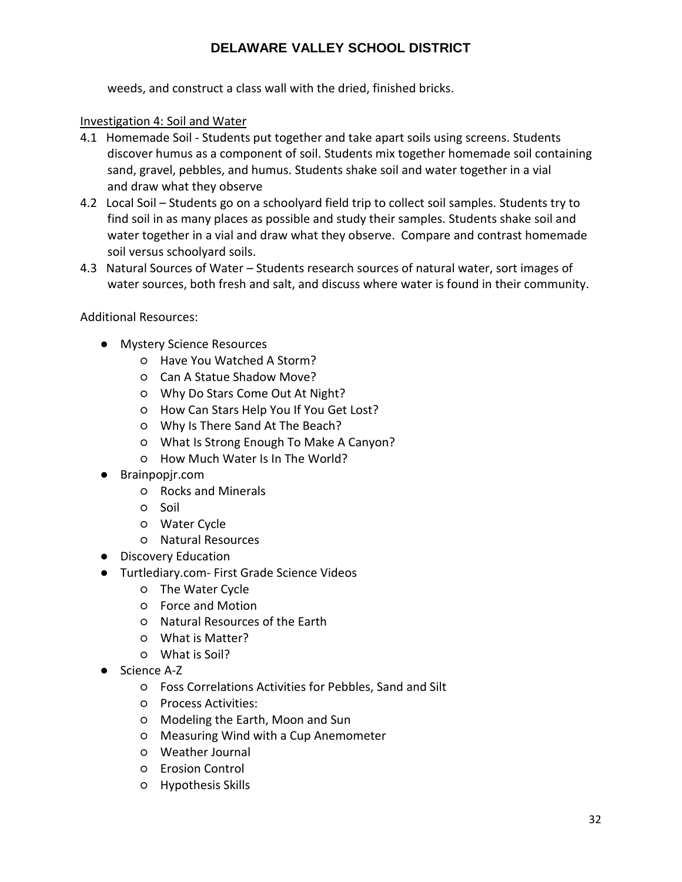weeds, and construct a class wall with the dried, finished bricks.

Investigation 4: Soil and Water

- 4.1 Homemade Soil - Students put together and take apart soils using screens. Students discover humus as a component of soil. Students mix together homemade soil containing sand, gravel, pebbles, and humus. Students shake soil and water together in a vial and draw what they observe
- 4.2 Local Soil – Students go on a schoolyard field trip to collect soil samples. Students try to find soil in as many places as possible and study their samples. Students shake soil and water together in a vial and draw what they observe. Compare and contrast homemade soil versus schoolyard soils.
- 4.3 Natural Sources of Water – Students research sources of natural water, sort images of water sources, both fresh and salt, and discuss where water is found in their community.

Additional Resources:

- Mystery Science Resources
  - Have You Watched A Storm?
  - Can A Statue Shadow Move?
  - Why Do Stars Come Out At Night?
  - How Can Stars Help You If You Get Lost?
  - Why Is There Sand At The Beach?
  - What Is Strong Enough To Make A Canyon?
  - How Much Water Is In The World?
- Brainpopjr.com
  - Rocks and Minerals
  - Soil
  - Water Cycle
  - Natural Resources
- Discovery Education
- Turtlediary.com- First Grade Science Videos
  - The Water Cycle
  - Force and Motion
  - Natural Resources of the Earth
  - What is Matter?
  - What is Soil?
- Science A-Z
  - Foss Correlations Activities for Pebbles, Sand and Silt
  - Process Activities:
  - Modeling the Earth, Moon and Sun
  - Measuring Wind with a Cup Anemometer
  - Weather Journal
  - Erosion Control
  - Hypothesis Skills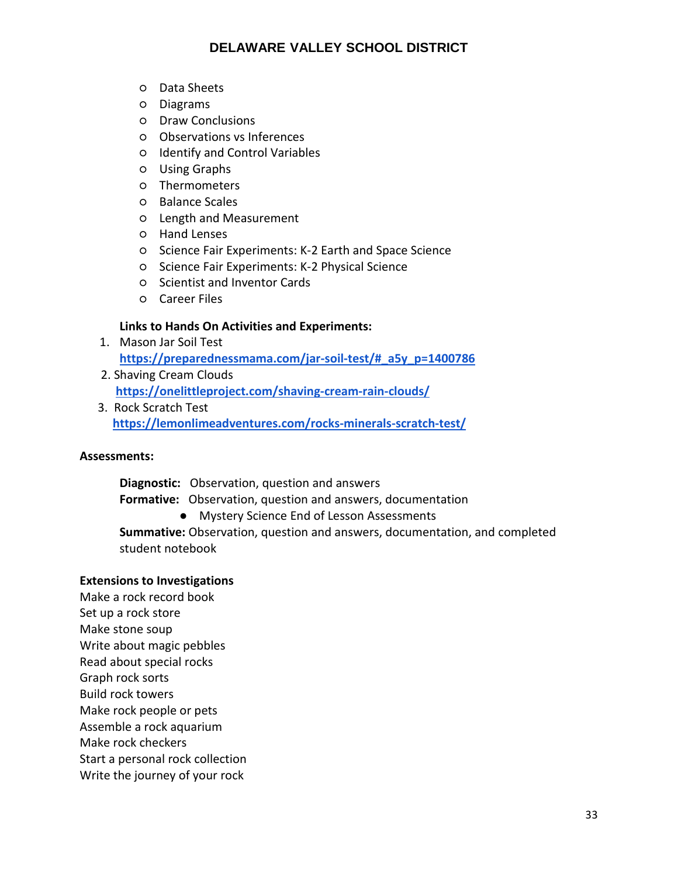- Data Sheets
- Diagrams
- Draw Conclusions
- Observations vs Inferences
- Identify and Control Variables
- Using Graphs
- Thermometers
- Balance Scales
- Length and Measurement
- Hand Lenses
- Science Fair Experiments: K-2 Earth and Space Science
- Science Fair Experiments: K-2 Physical Science
- Scientist and Inventor Cards
- Career Files

**Links to Hands On Activities and Experiments:**

1. Mason Jar Soil Test
   **https://preparednessmama.com/jar-soil-test/#_a5y_p=1400786**
2. Shaving Cream Clouds
   **https://onelittleproject.com/shaving-cream-rain-clouds/**
3. Rock Scratch Test
   **https://lemonlimeadventures.com/rocks-minerals-scratch-test/**

**Assessments:**

**Diagnostic:** Observation, question and answers

**Formative:** Observation, question and answers, documentation

- Mystery Science End of Lesson Assessments

**Summative:** Observation, question and answers, documentation, and completed student notebook

**Extensions to Investigations**

Make a rock record book
Set up a rock store
Make stone soup
Write about magic pebbles
Read about special rocks
Graph rock sorts
Build rock towers
Make rock people or pets
Assemble a rock aquarium
Make rock checkers
Start a personal rock collection
Write the journey of your rock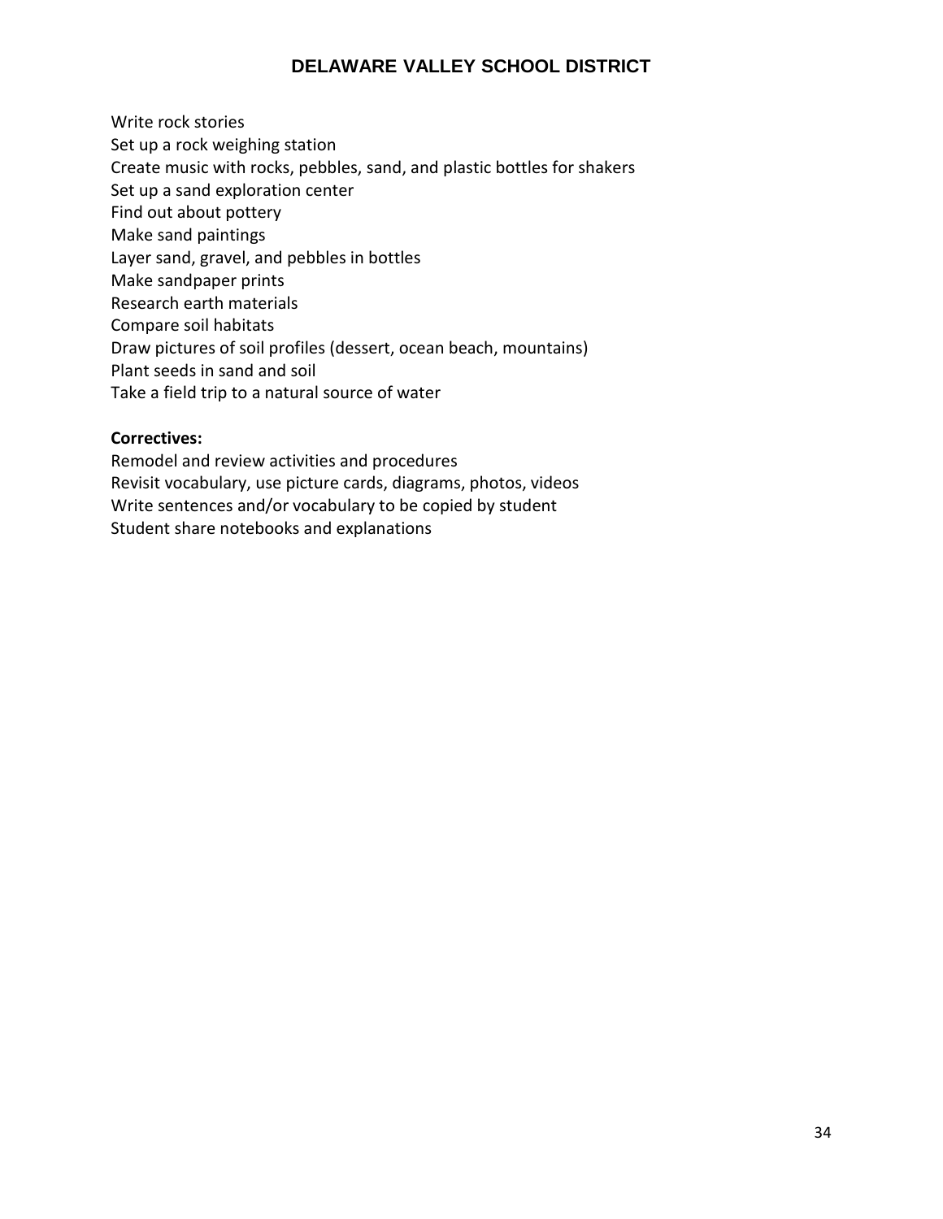Write rock stories
Set up a rock weighing station
Create music with rocks, pebbles, sand, and plastic bottles for shakers
Set up a sand exploration center
Find out about pottery
Make sand paintings
Layer sand, gravel, and pebbles in bottles
Make sandpaper prints
Research earth materials
Compare soil habitats
Draw pictures of soil profiles (dessert, ocean beach, mountains)
Plant seeds in sand and soil
Take a field trip to a natural source of water

**Correctives:**

Remodel and review activities and procedures
Revisit vocabulary, use picture cards, diagrams, photos, videos
Write sentences and/or vocabulary to be copied by student
Student share notebooks and explanations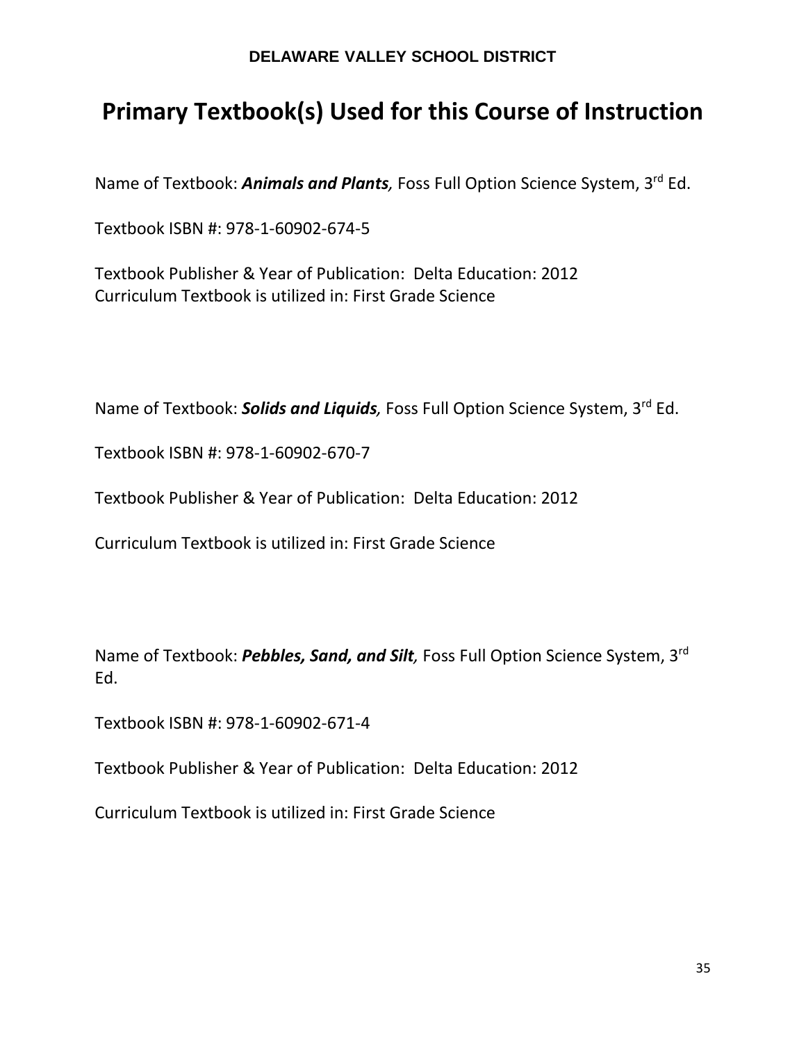# Primary Textbook(s) Used for this Course of Instruction

Name of Textbook: ***Animals and Plants****,* Foss Full Option Science System, 3rd Ed.

Textbook ISBN #: 978-1-60902-674-5

Textbook Publisher & Year of Publication: Delta Education: 2012
Curriculum Textbook is utilized in: First Grade Science

Name of Textbook: ***Solids and Liquids****,* Foss Full Option Science System, 3rd Ed.

Textbook ISBN #: 978-1-60902-670-7

Textbook Publisher & Year of Publication: Delta Education: 2012

Curriculum Textbook is utilized in: First Grade Science

Name of Textbook: ***Pebbles, Sand, and Silt****,* Foss Full Option Science System, 3rd Ed.

Textbook ISBN #: 978-1-60902-671-4

Textbook Publisher & Year of Publication: Delta Education: 2012

Curriculum Textbook is utilized in: First Grade Science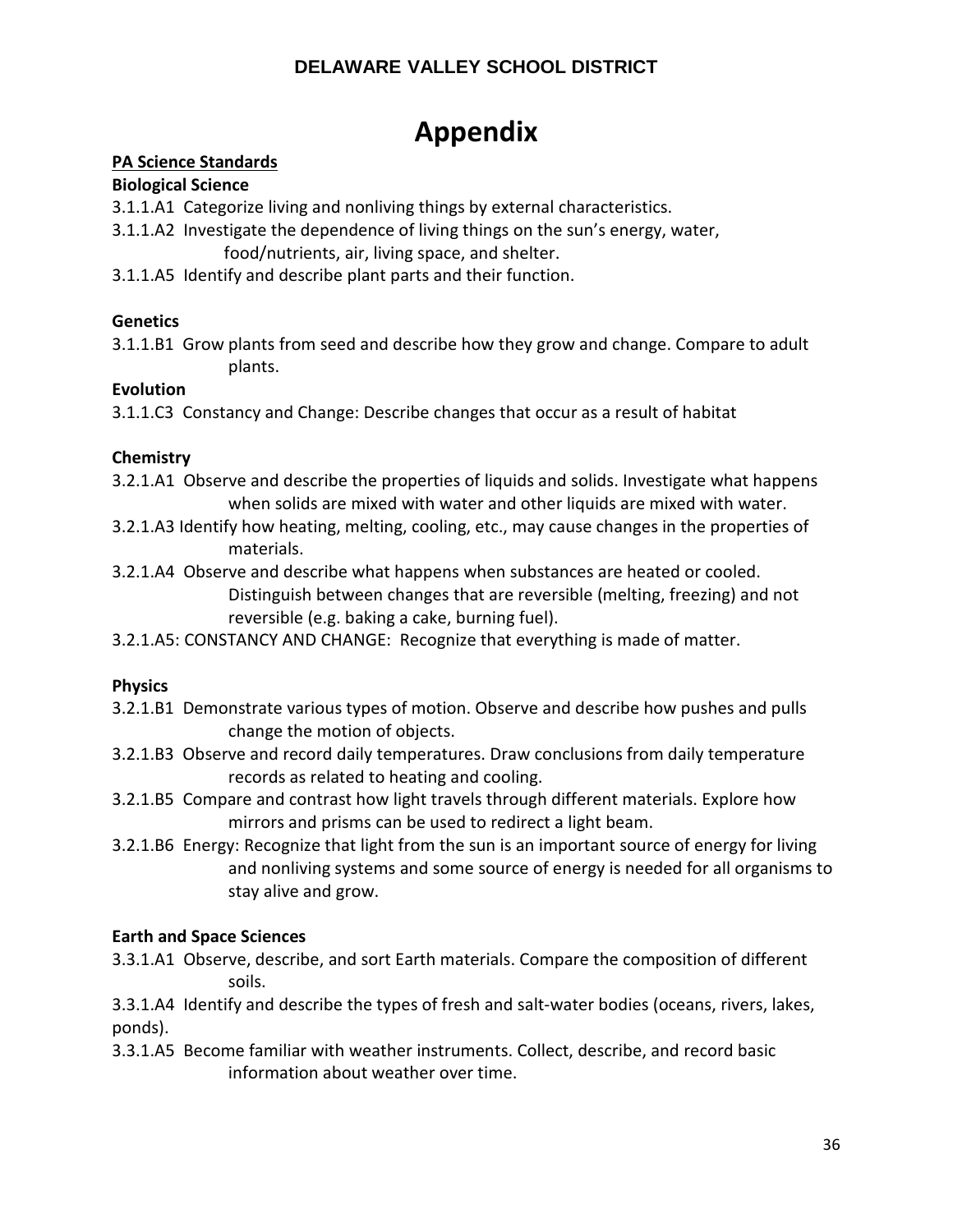# Appendix

**PA Science Standards**

**Biological Science**

3.1.1.A1 Categorize living and nonliving things by external characteristics.

3.1.1.A2 Investigate the dependence of living things on the sun's energy, water, food/nutrients, air, living space, and shelter.

3.1.1.A5 Identify and describe plant parts and their function.

**Genetics**

3.1.1.B1 Grow plants from seed and describe how they grow and change. Compare to adult plants.

**Evolution**

3.1.1.C3 Constancy and Change: Describe changes that occur as a result of habitat

**Chemistry**

3.2.1.A1 Observe and describe the properties of liquids and solids. Investigate what happens when solids are mixed with water and other liquids are mixed with water.

3.2.1.A3 Identify how heating, melting, cooling, etc., may cause changes in the properties of materials.

3.2.1.A4 Observe and describe what happens when substances are heated or cooled. Distinguish between changes that are reversible (melting, freezing) and not reversible (e.g. baking a cake, burning fuel).

3.2.1.A5: CONSTANCY AND CHANGE: Recognize that everything is made of matter.

**Physics**

3.2.1.B1 Demonstrate various types of motion. Observe and describe how pushes and pulls change the motion of objects.

3.2.1.B3 Observe and record daily temperatures. Draw conclusions from daily temperature records as related to heating and cooling.

3.2.1.B5 Compare and contrast how light travels through different materials. Explore how mirrors and prisms can be used to redirect a light beam.

3.2.1.B6 Energy: Recognize that light from the sun is an important source of energy for living and nonliving systems and some source of energy is needed for all organisms to stay alive and grow.

**Earth and Space Sciences**

3.3.1.A1 Observe, describe, and sort Earth materials. Compare the composition of different soils.

3.3.1.A4 Identify and describe the types of fresh and salt-water bodies (oceans, rivers, lakes, ponds).

3.3.1.A5 Become familiar with weather instruments. Collect, describe, and record basic information about weather over time.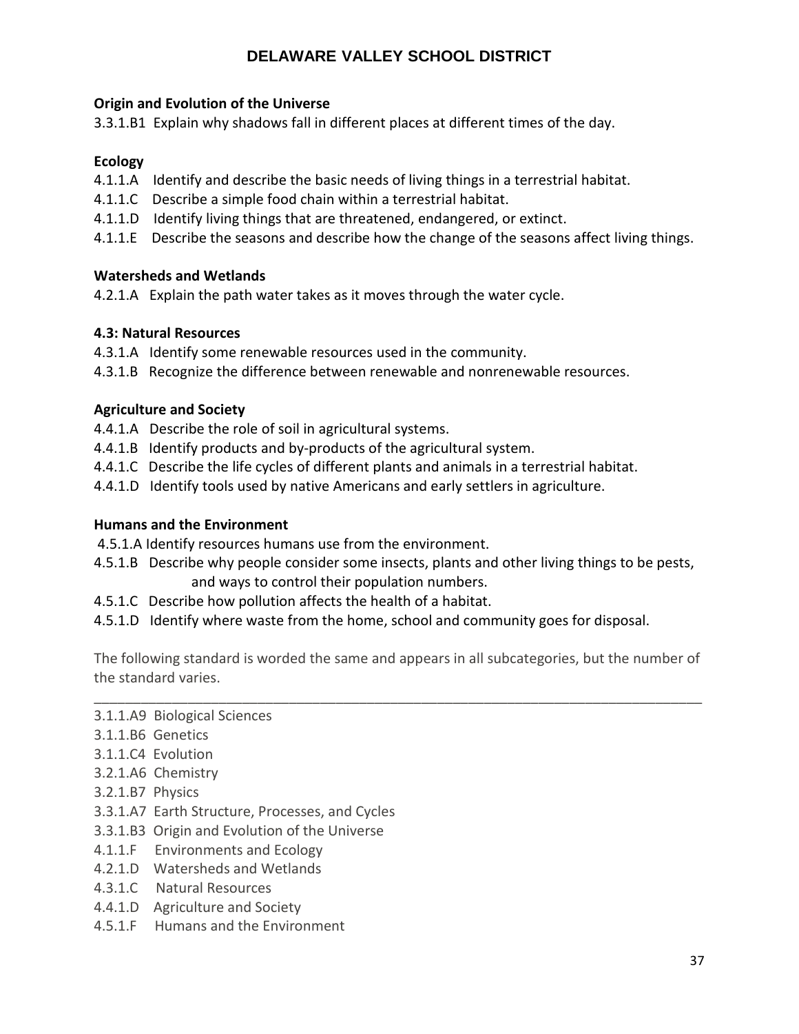## DELAWARE VALLEY SCHOOL DISTRICT

**Origin and Evolution of the Universe**

3.3.1.B1 Explain why shadows fall in different places at different times of the day.

**Ecology**

4.1.1.A Identify and describe the basic needs of living things in a terrestrial habitat.
4.1.1.C Describe a simple food chain within a terrestrial habitat.
4.1.1.D Identify living things that are threatened, endangered, or extinct.
4.1.1.E Describe the seasons and describe how the change of the seasons affect living things.

**Watersheds and Wetlands**

4.2.1.A Explain the path water takes as it moves through the water cycle.

**4.3: Natural Resources**

4.3.1.A Identify some renewable resources used in the community.
4.3.1.B Recognize the difference between renewable and nonrenewable resources.

**Agriculture and Society**

4.4.1.A Describe the role of soil in agricultural systems.
4.4.1.B Identify products and by-products of the agricultural system.
4.4.1.C Describe the life cycles of different plants and animals in a terrestrial habitat.
4.4.1.D Identify tools used by native Americans and early settlers in agriculture.

**Humans and the Environment**

4.5.1.A Identify resources humans use from the environment.
4.5.1.B Describe why people consider some insects, plants and other living things to be pests, and ways to control their population numbers.
4.5.1.C Describe how pollution affects the health of a habitat.
4.5.1.D Identify where waste from the home, school and community goes for disposal.

The following standard is worded the same and appears in all subcategories, but the number of the standard varies.

---

3.1.1.A9 Biological Sciences
3.1.1.B6 Genetics
3.1.1.C4 Evolution
3.2.1.A6 Chemistry
3.2.1.B7 Physics
3.3.1.A7 Earth Structure, Processes, and Cycles
3.3.1.B3 Origin and Evolution of the Universe
4.1.1.F Environments and Ecology
4.2.1.D Watersheds and Wetlands
4.3.1.C Natural Resources
4.4.1.D Agriculture and Society
4.5.1.F Humans and the Environment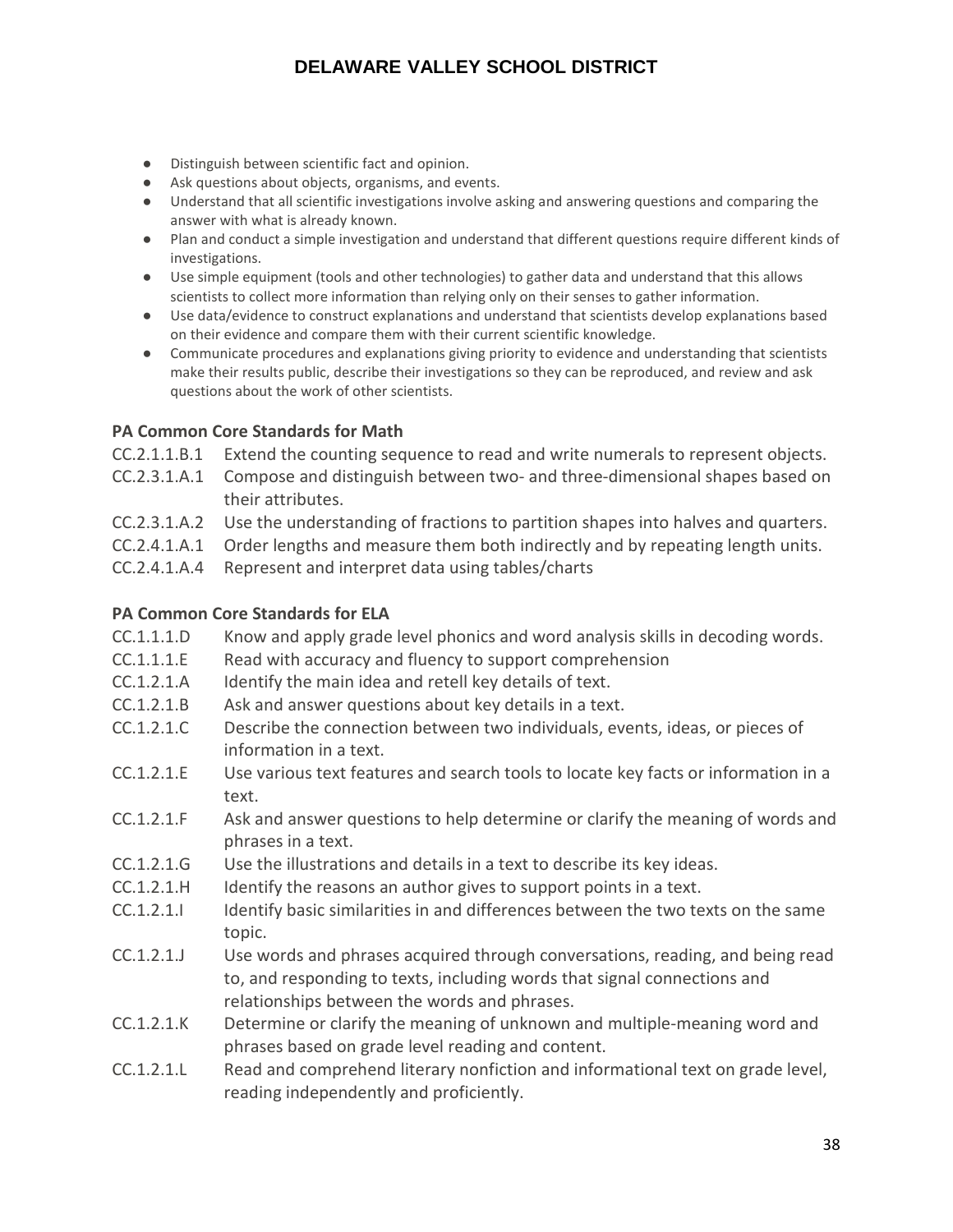- Distinguish between scientific fact and opinion.
- Ask questions about objects, organisms, and events.
- Understand that all scientific investigations involve asking and answering questions and comparing the answer with what is already known.
- Plan and conduct a simple investigation and understand that different questions require different kinds of investigations.
- Use simple equipment (tools and other technologies) to gather data and understand that this allows scientists to collect more information than relying only on their senses to gather information.
- Use data/evidence to construct explanations and understand that scientists develop explanations based on their evidence and compare them with their current scientific knowledge.
- Communicate procedures and explanations giving priority to evidence and understanding that scientists make their results public, describe their investigations so they can be reproduced, and review and ask questions about the work of other scientists.

**PA Common Core Standards for Math**

CC.2.1.1.B.1 Extend the counting sequence to read and write numerals to represent objects.
CC.2.3.1.A.1 Compose and distinguish between two- and three-dimensional shapes based on their attributes.
CC.2.3.1.A.2 Use the understanding of fractions to partition shapes into halves and quarters.
CC.2.4.1.A.1 Order lengths and measure them both indirectly and by repeating length units.
CC.2.4.1.A.4 Represent and interpret data using tables/charts

**PA Common Core Standards for ELA**

CC.1.1.1.D Know and apply grade level phonics and word analysis skills in decoding words.
CC.1.1.1.E Read with accuracy and fluency to support comprehension
CC.1.2.1.A Identify the main idea and retell key details of text.
CC.1.2.1.B Ask and answer questions about key details in a text.
CC.1.2.1.C Describe the connection between two individuals, events, ideas, or pieces of information in a text.
CC.1.2.1.E Use various text features and search tools to locate key facts or information in a text.
CC.1.2.1.F Ask and answer questions to help determine or clarify the meaning of words and phrases in a text.
CC.1.2.1.G Use the illustrations and details in a text to describe its key ideas.
CC.1.2.1.H Identify the reasons an author gives to support points in a text.
CC.1.2.1.I Identify basic similarities in and differences between the two texts on the same topic.
CC.1.2.1.J Use words and phrases acquired through conversations, reading, and being read to, and responding to texts, including words that signal connections and relationships between the words and phrases.
CC.1.2.1.K Determine or clarify the meaning of unknown and multiple-meaning word and phrases based on grade level reading and content.
CC.1.2.1.L Read and comprehend literary nonfiction and informational text on grade level, reading independently and proficiently.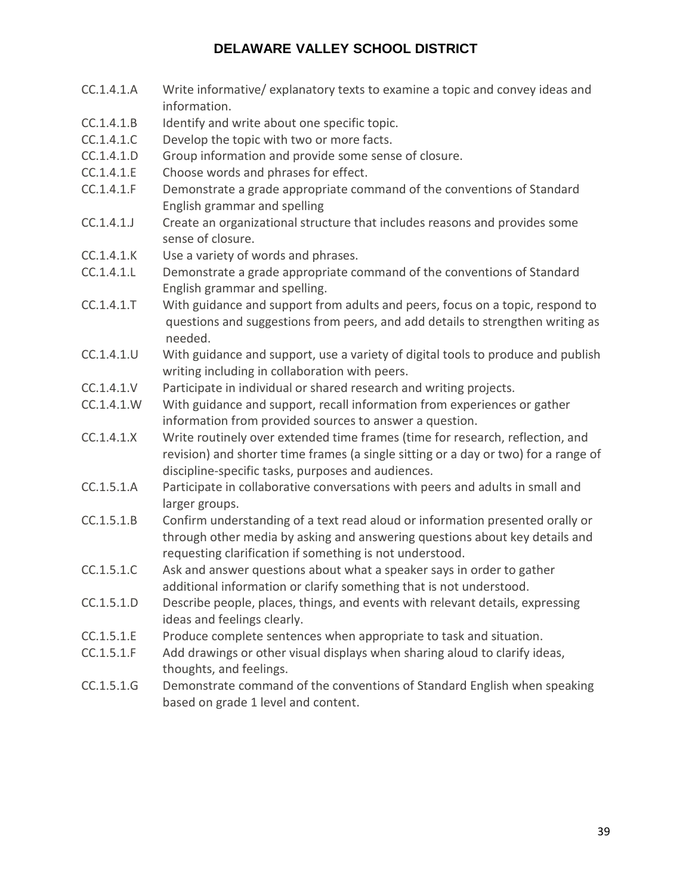CC.1.4.1.A Write informative/ explanatory texts to examine a topic and convey ideas and information.

CC.1.4.1.B Identify and write about one specific topic.

CC.1.4.1.C Develop the topic with two or more facts.

CC.1.4.1.D Group information and provide some sense of closure.

CC.1.4.1.E Choose words and phrases for effect.

CC.1.4.1.F Demonstrate a grade appropriate command of the conventions of Standard English grammar and spelling

CC.1.4.1.J Create an organizational structure that includes reasons and provides some sense of closure.

CC.1.4.1.K Use a variety of words and phrases.

CC.1.4.1.L Demonstrate a grade appropriate command of the conventions of Standard English grammar and spelling.

CC.1.4.1.T With guidance and support from adults and peers, focus on a topic, respond to questions and suggestions from peers, and add details to strengthen writing as needed.

CC.1.4.1.U With guidance and support, use a variety of digital tools to produce and publish writing including in collaboration with peers.

CC.1.4.1.V Participate in individual or shared research and writing projects.

CC.1.4.1.W With guidance and support, recall information from experiences or gather information from provided sources to answer a question.

CC.1.4.1.X Write routinely over extended time frames (time for research, reflection, and revision) and shorter time frames (a single sitting or a day or two) for a range of discipline-specific tasks, purposes and audiences.

CC.1.5.1.A Participate in collaborative conversations with peers and adults in small and larger groups.

CC.1.5.1.B Confirm understanding of a text read aloud or information presented orally or through other media by asking and answering questions about key details and requesting clarification if something is not understood.

CC.1.5.1.C Ask and answer questions about what a speaker says in order to gather additional information or clarify something that is not understood.

CC.1.5.1.D Describe people, places, things, and events with relevant details, expressing ideas and feelings clearly.

CC.1.5.1.E Produce complete sentences when appropriate to task and situation.

CC.1.5.1.F Add drawings or other visual displays when sharing aloud to clarify ideas, thoughts, and feelings.

CC.1.5.1.G Demonstrate command of the conventions of Standard English when speaking based on grade 1 level and content.